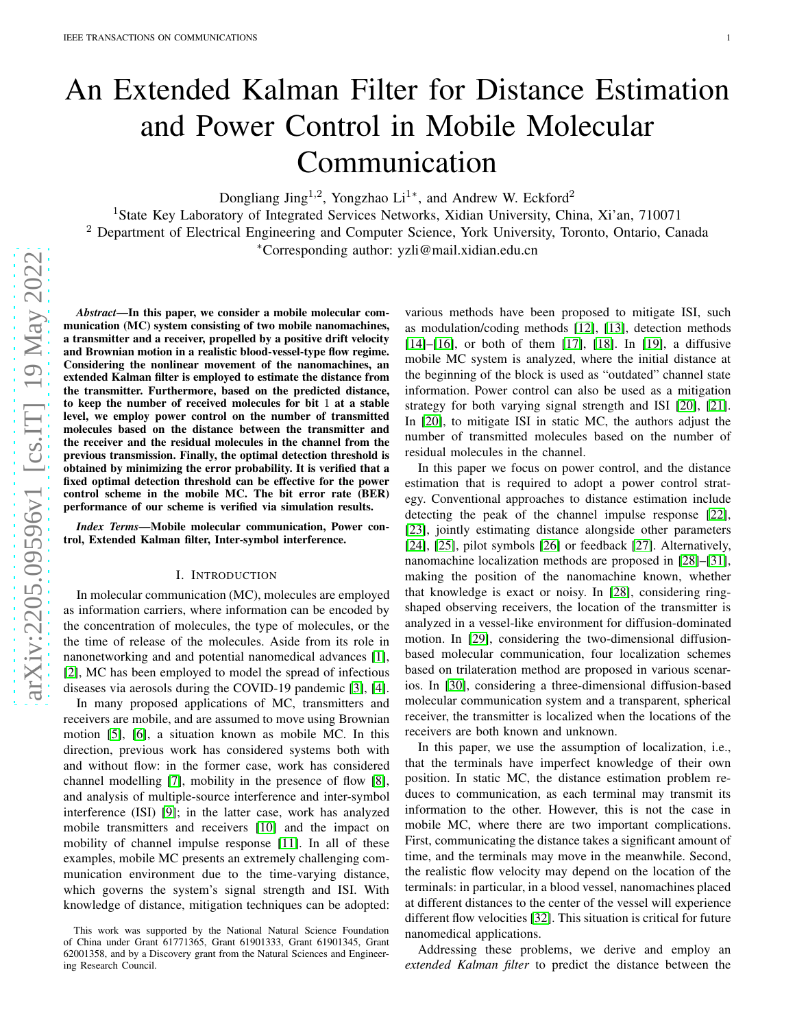# An Extended Kalman Filter for Distance Estimation and Power Control in Mobile Molecular Communication

Dongliang Jing[1,2], Yongzhao Li[1*], and Andrew W. Eckford[2]

[1]State Key Laboratory of Integrated Services Networks, Xidian University, China, Xi'an, 710071

[2] Department of Electrical Engineering and Computer Science, York University, Toronto, Ontario, Canada

[*]Corresponding author: yzli@mail.xidian.edu.cn

***Abstract*—In this paper, we consider a mobile molecular communication (MC) system consisting of two mobile nanomachines, a transmitter and a receiver, propelled by a positive drift velocity and Brownian motion in a realistic blood-vessel-type flow regime. Considering the nonlinear movement of the nanomachines, an extended Kalman filter is employed to estimate the distance from the transmitter. Furthermore, based on the predicted distance, to keep the number of received molecules for bit 1 at a stable level, we employ power control on the number of transmitted molecules based on the distance between the transmitter and the receiver and the residual molecules in the channel from the previous transmission. Finally, the optimal detection threshold is obtained by minimizing the error probability. It is verified that a fixed optimal detection threshold can be effective for the power control scheme in the mobile MC. The bit error rate (BER) performance of our scheme is verified via simulation results.**

***Index Terms*—Mobile molecular communication, Power control, Extended Kalman filter, Inter-symbol interference.**

## I. Introduction

In molecular communication (MC), molecules are employed as information carriers, where information can be encoded by the concentration of molecules, the type of molecules, or the the time of release of the molecules. Aside from its role in nanonetworking and and potential nanomedical advances [1], [2], MC has been employed to model the spread of infectious diseases via aerosols during the COVID-19 pandemic [3], [4].

In many proposed applications of MC, transmitters and receivers are mobile, and are assumed to move using Brownian motion [5], [6], a situation known as mobile MC. In this direction, previous work has considered systems both with and without flow: in the former case, work has considered channel modelling [7], mobility in the presence of flow [8], and analysis of multiple-source interference and inter-symbol interference (ISI) [9]; in the latter case, work has analyzed mobile transmitters and receivers [10] and the impact on mobility of channel impulse response [11]. In all of these examples, mobile MC presents an extremely challenging communication environment due to the time-varying distance, which governs the system's signal strength and ISI. With knowledge of distance, mitigation techniques can be adopted: various methods have been proposed to mitigate ISI, such as modulation/coding methods [12], [13], detection methods [14]–[16], or both of them [17], [18]. In [19], a diffusive mobile MC system is analyzed, where the initial distance at the beginning of the block is used as "outdated" channel state information. Power control can also be used as a mitigation strategy for both varying signal strength and ISI [20], [21]. In [20], to mitigate ISI in static MC, the authors adjust the number of transmitted molecules based on the number of residual molecules in the channel.

In this paper we focus on power control, and the distance estimation that is required to adopt a power control strategy. Conventional approaches to distance estimation include detecting the peak of the channel impulse response [22], [23], jointly estimating distance alongside other parameters [24], [25], pilot symbols [26] or feedback [27]. Alternatively, nanomachine localization methods are proposed in [28]–[31], making the position of the nanomachine known, whether that knowledge is exact or noisy. In [28], considering ring-shaped observing receivers, the location of the transmitter is analyzed in a vessel-like environment for diffusion-dominated motion. In [29], considering the two-dimensional diffusion-based molecular communication, four localization schemes based on trilateration method are proposed in various scenarios. In [30], considering a three-dimensional diffusion-based molecular communication system and a transparent, spherical receiver, the transmitter is localized when the locations of the receivers are both known and unknown.

In this paper, we use the assumption of localization, i.e., that the terminals have imperfect knowledge of their own position. In static MC, the distance estimation problem reduces to communication, as each terminal may transmit its information to the other. However, this is not the case in mobile MC, where there are two important complications. First, communicating the distance takes a significant amount of time, and the terminals may move in the meanwhile. Second, the realistic flow velocity may depend on the location of the terminals: in particular, in a blood vessel, nanomachines placed at different distances to the center of the vessel will experience different flow velocities [32]. This situation is critical for future nanomedical applications.

Addressing these problems, we derive and employ an *extended Kalman filter* to predict the distance between the

This work was supported by the National Natural Science Foundation of China under Grant 61771365, Grant 61901333, Grant 61901345, Grant 62001358, and by a Discovery grant from the Natural Sciences and Engineering Research Council.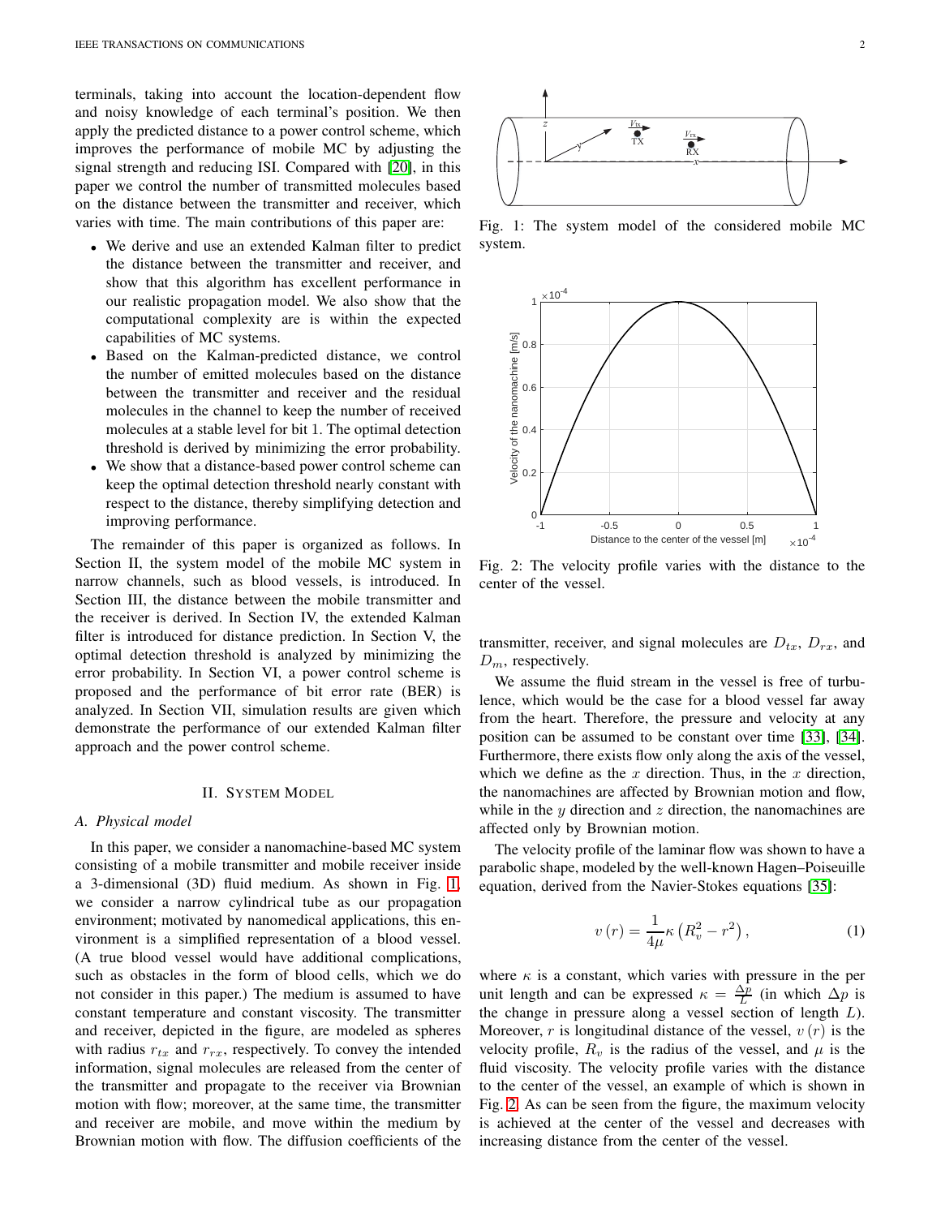terminals, taking into account the location-dependent flow and noisy knowledge of each terminal's position. We then apply the predicted distance to a power control scheme, which improves the performance of mobile MC by adjusting the signal strength and reducing ISI. Compared with [20], in this paper we control the number of transmitted molecules based on the distance between the transmitter and receiver, which varies with time. The main contributions of this paper are:

- We derive and use an extended Kalman filter to predict the distance between the transmitter and receiver, and show that this algorithm has excellent performance in our realistic propagation model. We also show that the computational complexity are is within the expected capabilities of MC systems.
- Based on the Kalman-predicted distance, we control the number of emitted molecules based on the distance between the transmitter and receiver and the residual molecules in the channel to keep the number of received molecules at a stable level for bit 1. The optimal detection threshold is derived by minimizing the error probability.
- We show that a distance-based power control scheme can keep the optimal detection threshold nearly constant with respect to the distance, thereby simplifying detection and improving performance.

The remainder of this paper is organized as follows. In Section II, the system model of the mobile MC system in narrow channels, such as blood vessels, is introduced. In Section III, the distance between the mobile transmitter and the receiver is derived. In Section IV, the extended Kalman filter is introduced for distance prediction. In Section V, the optimal detection threshold is analyzed by minimizing the error probability. In Section VI, a power control scheme is proposed and the performance of bit error rate (BER) is analyzed. In Section VII, simulation results are given which demonstrate the performance of our extended Kalman filter approach and the power control scheme.

## II. System Model

### A. Physical model

In this paper, we consider a nanomachine-based MC system consisting of a mobile transmitter and mobile receiver inside a 3-dimensional (3D) fluid medium. As shown in Fig. 1, we consider a narrow cylindrical tube as our propagation environment; motivated by nanomedical applications, this environment is a simplified representation of a blood vessel. (A true blood vessel would have additional complications, such as obstacles in the form of blood cells, which we do not consider in this paper.) The medium is assumed to have constant temperature and constant viscosity. The transmitter and receiver, depicted in the figure, are modeled as spheres with radius $r_{tx}$ and $r_{rx}$, respectively. To convey the intended information, signal molecules are released from the center of the transmitter and propagate to the receiver via Brownian motion with flow; moreover, at the same time, the transmitter and receiver are mobile, and move within the medium by Brownian motion with flow. The diffusion coefficients of the transmitter, receiver, and signal molecules are $D_{tx}$, $D_{rx}$, and $D_m$, respectively.

z
y
x
$V_{tx}$
TX
$V_{rx}$
RX

Fig. 1: The system model of the considered mobile MC system.

$\times 10^{-4}$
Velocity of the nanomachine [m/s]
Distance to the center of the vessel [m]
$\times 10^{-4}$
1
0.8
0.6
0.4
0.2
0
-1
-0.5
0
0.5
1

Fig. 2: The velocity profile varies with the distance to the center of the vessel.

We assume the fluid stream in the vessel is free of turbulence, which would be the case for a blood vessel far away from the heart. Therefore, the pressure and velocity at any position can be assumed to be constant over time [33], [34]. Furthermore, there exists flow only along the axis of the vessel, which we define as the $x$ direction. Thus, in the $x$ direction, the nanomachines are affected by Brownian motion and flow, while in the $y$ direction and $z$ direction, the nanomachines are affected only by Brownian motion.

The velocity profile of the laminar flow was shown to have a parabolic shape, modeled by the well-known Hagen–Poiseuille equation, derived from the Navier-Stokes equations [35]:

$$v\left(r\right) = \frac{1}{4\mu}\kappa\left(R_v^2 - r^2\right), \tag{1}$$

where $\kappa$ is a constant, which varies with pressure in the per unit length and can be expressed $\kappa = \frac{\Delta p}{L}$ (in which $\Delta p$ is the change in pressure along a vessel section of length $L$). Moreover, $r$ is longitudinal distance of the vessel, $v\left(r\right)$ is the velocity profile, $R_v$ is the radius of the vessel, and $\mu$ is the fluid viscosity. The velocity profile varies with the distance to the center of the vessel, an example of which is shown in Fig. 2. As can be seen from the figure, the maximum velocity is achieved at the center of the vessel and decreases with increasing distance from the center of the vessel.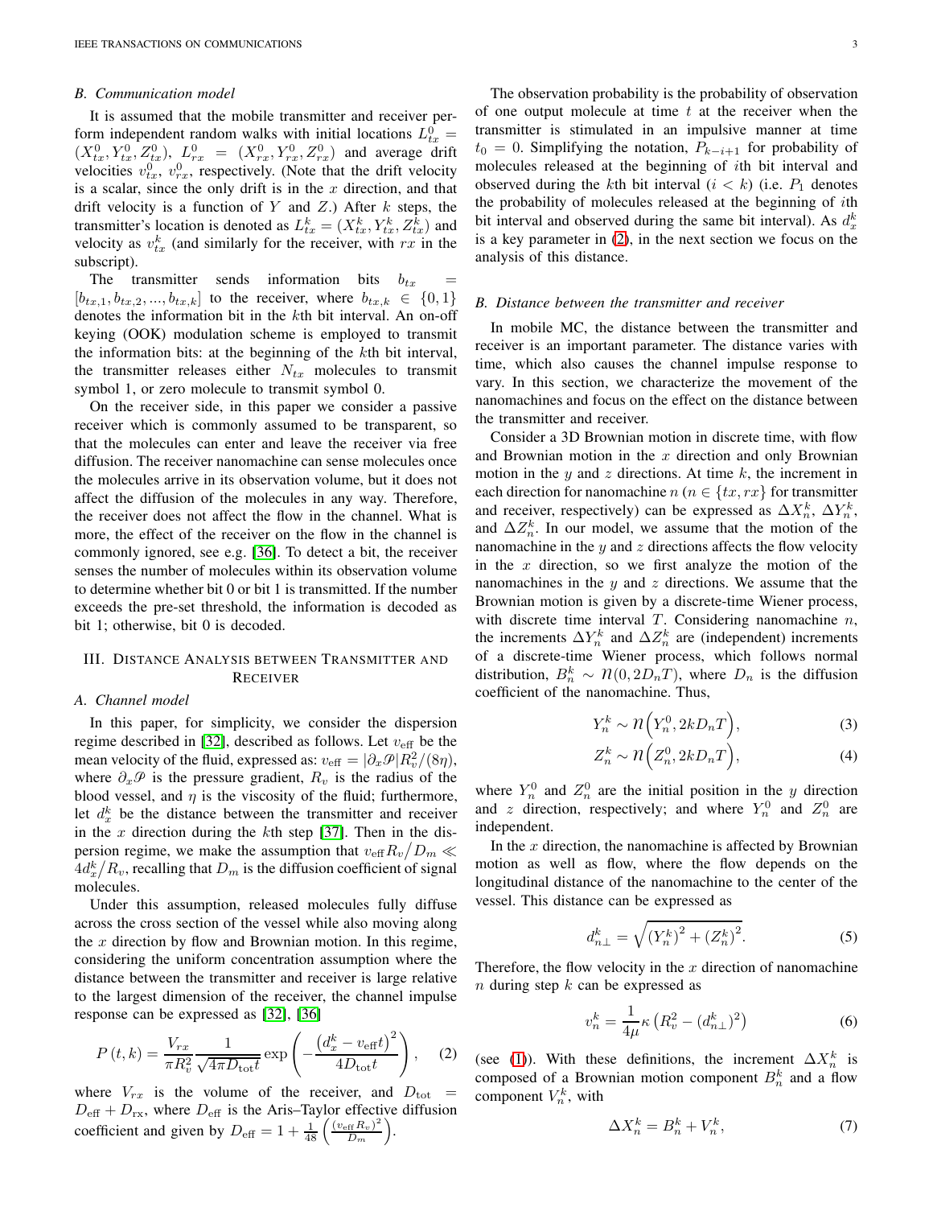### B. Communication model

It is assumed that the mobile transmitter and receiver perform independent random walks with initial locations $L_{tx}^0 = (X_{tx}^0, Y_{tx}^0, Z_{tx}^0)$, $L_{rx}^0 = (X_{rx}^0, Y_{rx}^0, Z_{rx}^0)$ and average drift velocities $v_{tx}^0$, $v_{rx}^0$, respectively. (Note that the drift velocity is a scalar, since the only drift is in the $x$ direction, and that drift velocity is a function of $Y$ and $Z$.) After $k$ steps, the transmitter's location is denoted as $L_{tx}^k = (X_{tx}^k, Y_{tx}^k, Z_{tx}^k)$ and velocity as $v_{tx}^k$ (and similarly for the receiver, with $rx$ in the subscript).

The transmitter sends information bits $b_{tx} = [b_{tx,1}, b_{tx,2}, ..., b_{tx,k}]$ to the receiver, where $b_{tx,k} \in \{0,1\}$ denotes the information bit in the $k$th bit interval. An on-off keying (OOK) modulation scheme is employed to transmit the information bits: at the beginning of the $k$th bit interval, the transmitter releases either $N_{tx}$ molecules to transmit symbol 1, or zero molecule to transmit symbol 0.

On the receiver side, in this paper we consider a passive receiver which is commonly assumed to be transparent, so that the molecules can enter and leave the receiver via free diffusion. The receiver nanomachine can sense molecules once the molecules arrive in its observation volume, but it does not affect the diffusion of the molecules in any way. Therefore, the receiver does not affect the flow in the channel. What is more, the effect of the receiver on the flow in the channel is commonly ignored, see e.g. [36]. To detect a bit, the receiver senses the number of molecules within its observation volume to determine whether bit 0 or bit 1 is transmitted. If the number exceeds the pre-set threshold, the information is decoded as bit 1; otherwise, bit 0 is decoded.

## III. Distance Analysis between Transmitter and Receiver

### A. Channel model

In this paper, for simplicity, we consider the dispersion regime described in [32], described as follows. Let $v_{\text{eff}}$ be the mean velocity of the fluid, expressed as: $v_{\text{eff}} = |\partial_x \mathcal{P}| R_v^2/(8\eta)$, where $\partial_x \mathcal{P}$ is the pressure gradient, $R_v$ is the radius of the blood vessel, and $\eta$ is the viscosity of the fluid; furthermore, let $d_x^k$ be the distance between the transmitter and receiver in the $x$ direction during the $k$th step [37]. Then in the dispersion regime, we make the assumption that $v_{\text{eff}} R_v / D_m \ll 4 d_x^k / R_v$, recalling that $D_m$ is the diffusion coefficient of signal molecules.

Under this assumption, released molecules fully diffuse across the cross section of the vessel while also moving along the $x$ direction by flow and Brownian motion. In this regime, considering the uniform concentration assumption where the distance between the transmitter and receiver is large relative to the largest dimension of the receiver, the channel impulse response can be expressed as [32], [36]

$$P(t,k) = \frac{V_{rx}}{\pi R_v^2} \frac{1}{\sqrt{4\pi D_{\text{tot}} t}} \exp\left(-\frac{\left(d_x^k - v_{\text{eff}} t\right)^2}{4 D_{\text{tot}} t}\right), \tag{2}$$

where $V_{rx}$ is the volume of the receiver, and $D_{\text{tot}} = D_{\text{eff}} + D_{\text{rx}}$, where $D_{\text{eff}}$ is the Aris–Taylor effective diffusion coefficient and given by $D_{\text{eff}} = 1 + \frac{1}{48}\left(\frac{(v_{\text{eff}} R_v)^2}{D_m}\right)$.

The observation probability is the probability of observation of one output molecule at time $t$ at the receiver when the transmitter is stimulated in an impulsive manner at time $t_0 = 0$. Simplifying the notation, $P_{k-i+1}$ for probability of molecules released at the beginning of $i$th bit interval and observed during the $k$th bit interval ($i < k$) (i.e. $P_1$ denotes the probability of molecules released at the beginning of $i$th bit interval and observed during the same bit interval). As $d_x^k$ is a key parameter in (2), in the next section we focus on the analysis of this distance.

### B. Distance between the transmitter and receiver

In mobile MC, the distance between the transmitter and receiver is an important parameter. The distance varies with time, which also causes the channel impulse response to vary. In this section, we characterize the movement of the nanomachines and focus on the effect on the distance between the transmitter and receiver.

Consider a 3D Brownian motion in discrete time, with flow and Brownian motion in the $x$ direction and only Brownian motion in the $y$ and $z$ directions. At time $k$, the increment in each direction for nanomachine $n$ ($n \in \{tx, rx\}$ for transmitter and receiver, respectively) can be expressed as $\Delta X_n^k$, $\Delta Y_n^k$, and $\Delta Z_n^k$. In our model, we assume that the motion of the nanomachine in the $y$ and $z$ directions affects the flow velocity in the $x$ direction, so we first analyze the motion of the nanomachines in the $y$ and $z$ directions. We assume that the Brownian motion is given by a discrete-time Wiener process, with discrete time interval $T$. Considering nanomachine $n$, the increments $\Delta Y_n^k$ and $\Delta Z_n^k$ are (independent) increments of a discrete-time Wiener process, which follows normal distribution, $B_n^k \sim \mathcal{N}(0, 2D_n T)$, where $D_n$ is the diffusion coefficient of the nanomachine. Thus,

$$Y_n^k \sim \mathcal{N}\left(Y_n^0, 2kD_n T\right), \tag{3}$$

$$Z_n^k \sim \mathcal{N}\left(Z_n^0, 2kD_n T\right), \tag{4}$$

where $Y_n^0$ and $Z_n^0$ are the initial position in the $y$ direction and $z$ direction, respectively; and where $Y_n^0$ and $Z_n^0$ are independent.

In the $x$ direction, the nanomachine is affected by Brownian motion as well as flow, where the flow depends on the longitudinal distance of the nanomachine to the center of the vessel. This distance can be expressed as

$$d_{n\perp}^k = \sqrt{\left(Y_n^k\right)^2 + \left(Z_n^k\right)^2}. \tag{5}$$

Therefore, the flow velocity in the $x$ direction of nanomachine $n$ during step $k$ can be expressed as

$$v_n^k = \frac{1}{4\mu} \kappa \left(R_v^2 - (d_{n\perp}^k)^2\right) \tag{6}$$

(see (1)). With these definitions, the increment $\Delta X_n^k$ is composed of a Brownian motion component $B_n^k$ and a flow component $V_n^k$, with

$$\Delta X_n^k = B_n^k + V_n^k, \tag{7}$$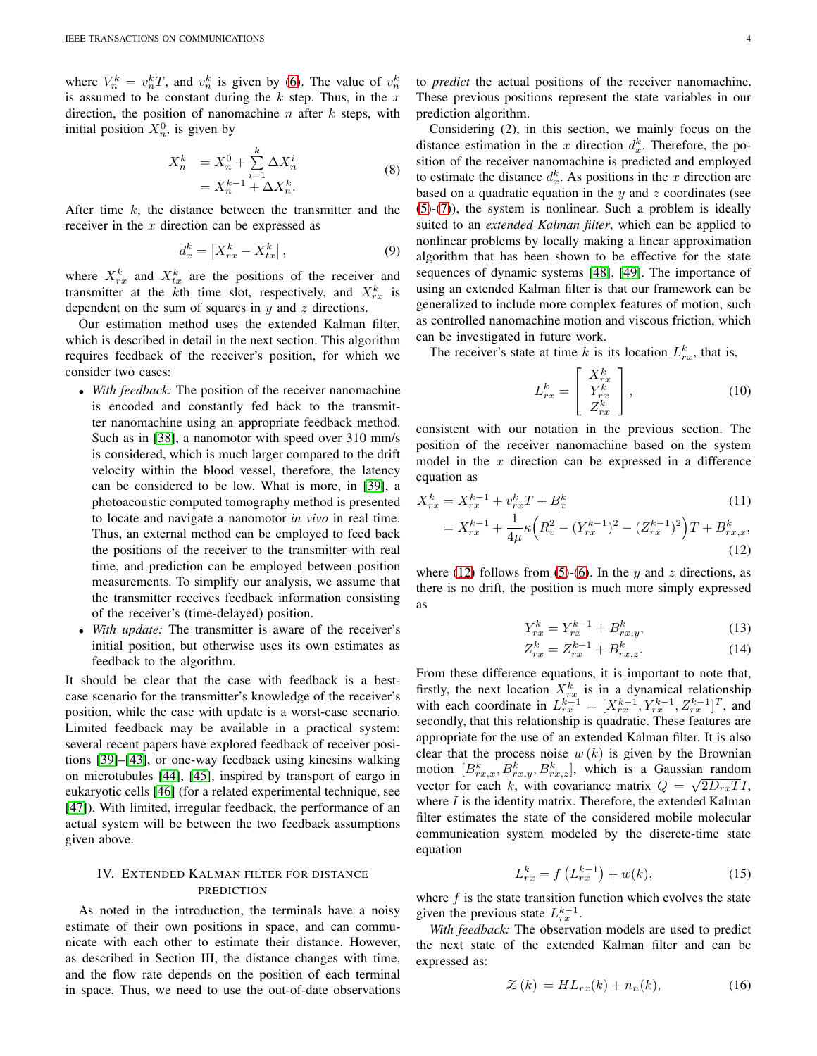where $V_n^k = v_n^k T$, and $v_n^k$ is given by (6). The value of $v_n^k$ is assumed to be constant during the $k$ step. Thus, in the $x$ direction, the position of nanomachine $n$ after $k$ steps, with initial position $X_n^0$, is given by

$$\begin{aligned} X_n^k &= X_n^0 + \sum_{i=1}^{k} \Delta X_n^i \\ &= X_n^{k-1} + \Delta X_n^k. \end{aligned} \tag{8}$$

After time $k$, the distance between the transmitter and the receiver in the $x$ direction can be expressed as

$$d_x^k = \left| X_{rx}^k - X_{tx}^k \right|, \tag{9}$$

where $X_{rx}^k$ and $X_{tx}^k$ are the positions of the receiver and transmitter at the $k$th time slot, respectively, and $X_{rx}^k$ is dependent on the sum of squares in $y$ and $z$ directions.

Our estimation method uses the extended Kalman filter, which is described in detail in the next section. This algorithm requires feedback of the receiver's position, for which we consider two cases:

- *With feedback:* The position of the receiver nanomachine is encoded and constantly fed back to the transmitter nanomachine using an appropriate feedback method. Such as in [38], a nanomotor with speed over 310 mm/s is considered, which is much larger compared to the drift velocity within the blood vessel, therefore, the latency can be considered to be low. What is more, in [39], a photoacoustic computed tomography method is presented to locate and navigate a nanomotor *in vivo* in real time. Thus, an external method can be employed to feed back the positions of the receiver to the transmitter with real time, and prediction can be employed between position measurements. To simplify our analysis, we assume that the transmitter receives feedback information consisting of the receiver's (time-delayed) position.
- *With update:* The transmitter is aware of the receiver's initial position, but otherwise uses its own estimates as feedback to the algorithm.

It should be clear that the case with feedback is a best-case scenario for the transmitter's knowledge of the receiver's position, while the case with update is a worst-case scenario. Limited feedback may be available in a practical system: several recent papers have explored feedback of receiver positions [39]–[43], or one-way feedback using kinesins walking on microtubules [44], [45], inspired by transport of cargo in eukaryotic cells [46] (for a related experimental technique, see [47]). With limited, irregular feedback, the performance of an actual system will be between the two feedback assumptions given above.

## IV. Extended Kalman filter for distance prediction

As noted in the introduction, the terminals have a noisy estimate of their own positions in space, and can communicate with each other to estimate their distance. However, as described in Section III, the distance changes with time, and the flow rate depends on the position of each terminal in space. Thus, we need to use the out-of-date observations to *predict* the actual positions of the receiver nanomachine. These previous positions represent the state variables in our prediction algorithm.

Considering (2), in this section, we mainly focus on the distance estimation in the $x$ direction $d_x^k$. Therefore, the position of the receiver nanomachine is predicted and employed to estimate the distance $d_x^k$. As positions in the $x$ direction are based on a quadratic equation in the $y$ and $z$ coordinates (see (5)-(7)), the system is nonlinear. Such a problem is ideally suited to an *extended Kalman filter*, which can be applied to nonlinear problems by locally making a linear approximation algorithm that has been shown to be effective for the state sequences of dynamic systems [48], [49]. The importance of using an extended Kalman filter is that our framework can be generalized to include more complex features of motion, such as controlled nanomachine motion and viscous friction, which can be investigated in future work.

The receiver's state at time $k$ is its location $L_{rx}^k$, that is,

$$L_{rx}^k = \begin{bmatrix} X_{rx}^k \\ Y_{rx}^k \\ Z_{rx}^k \end{bmatrix}, \tag{10}$$

consistent with our notation in the previous section. The position of the receiver nanomachine based on the system model in the $x$ direction can be expressed in a difference equation as

$$\begin{aligned} X_{rx}^k &= X_{rx}^{k-1} + v_{rx}^k T + B_x^k & (11) \\ &= X_{rx}^{k-1} + \frac{1}{4\mu}\kappa\Big(R_v^2 - (Y_{rx}^{k-1})^2 - (Z_{rx}^{k-1})^2\Big)T + B_{rx,x}^k, & (12) \end{aligned}$$

where (12) follows from (5)-(6). In the $y$ and $z$ directions, as there is no drift, the position is much more simply expressed as

$$Y_{rx}^k = Y_{rx}^{k-1} + B_{rx,y}^k, \tag{13}$$

$$Z_{rx}^k = Z_{rx}^{k-1} + B_{rx,z}^k. \tag{14}$$

From these difference equations, it is important to note that, firstly, the next location $X_{rx}^k$ is in a dynamical relationship with each coordinate in $L_{rx}^{k-1} = [X_{rx}^{k-1}, Y_{rx}^{k-1}, Z_{rx}^{k-1}]^T$, and secondly, that this relationship is quadratic. These features are appropriate for the use of an extended Kalman filter. It is also clear that the process noise $w(k)$ is given by the Brownian motion $[B_{rx,x}^k, B_{rx,y}^k, B_{rx,z}^k]$, which is a Gaussian random vector for each $k$, with covariance matrix $Q = \sqrt{2D_{rx}T}I$, where $I$ is the identity matrix. Therefore, the extended Kalman filter estimates the state of the considered mobile molecular communication system modeled by the discrete-time state equation

$$L_{rx}^k = f\left(L_{rx}^{k-1}\right) + w(k), \tag{15}$$

where $f$ is the state transition function which evolves the state given the previous state $L_{rx}^{k-1}$.

*With feedback:* The observation models are used to predict the next state of the extended Kalman filter and can be expressed as:

$$\mathscr{Z}(k) = HL_{rx}(k) + n_n(k), \tag{16}$$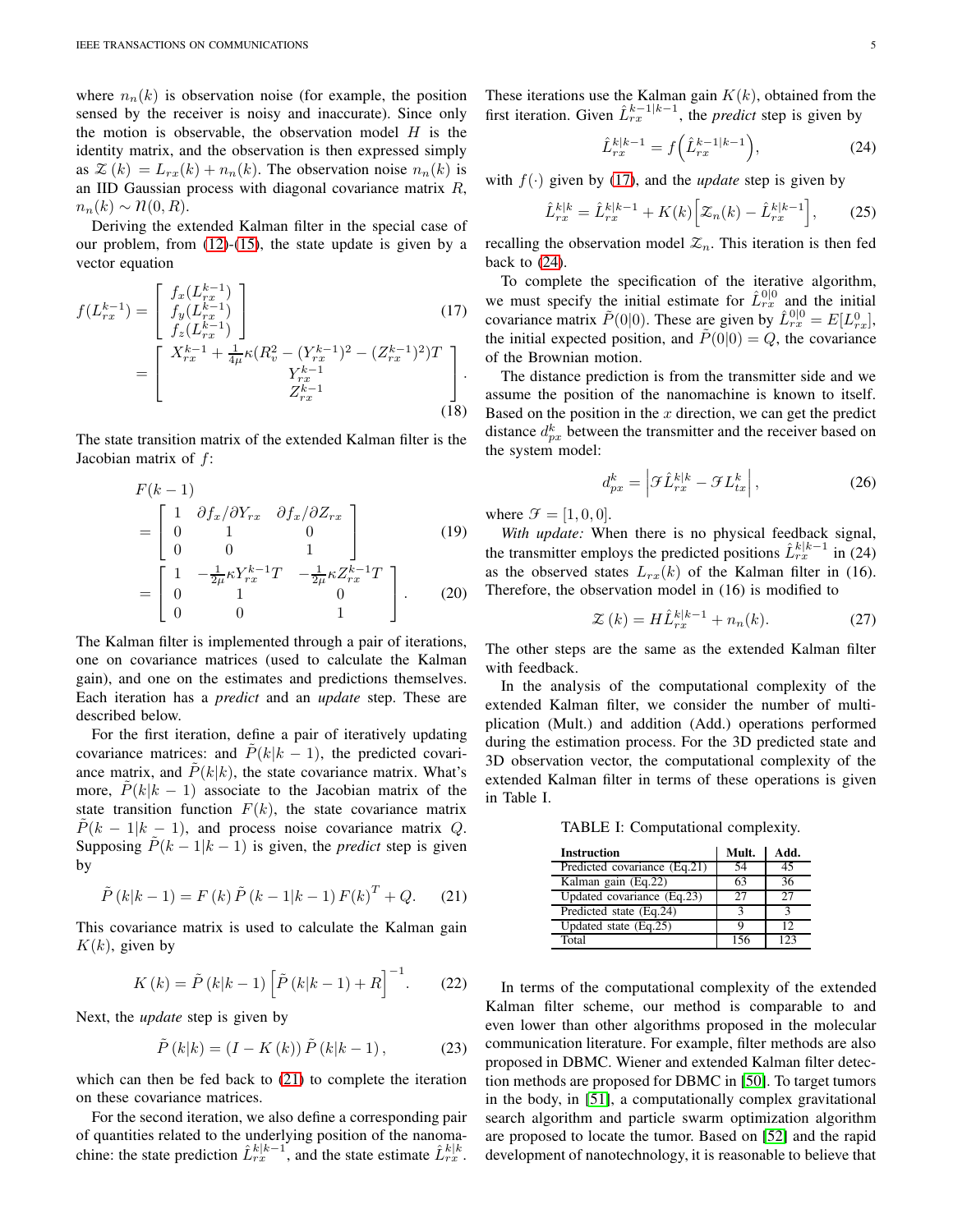where $n_n(k)$ is observation noise (for example, the position sensed by the receiver is noisy and inaccurate). Since only the motion is observable, the observation model $H$ is the identity matrix, and the observation is then expressed simply as $\mathcal{Z}(k) = L_{rx}(k) + n_n(k)$. The observation noise $n_n(k)$ is an IID Gaussian process with diagonal covariance matrix $R$, $n_n(k) \sim \mathcal{N}(0, R)$.

Deriving the extended Kalman filter in the special case of our problem, from (12)-(15), the state update is given by a vector equation

$$
f(L_{rx}^{k-1}) = \begin{bmatrix} f_x(L_{rx}^{k-1}) \\ f_y(L_{rx}^{k-1}) \\ f_z(L_{rx}^{k-1}) \end{bmatrix} \tag{17}
$$

$$
= \begin{bmatrix} X_{rx}^{k-1} + \frac{1}{4\mu}\kappa(R_v^2 - (Y_{rx}^{k-1})^2 - (Z_{rx}^{k-1})^2)T \\ Y_{rx}^{k-1} \\ Z_{rx}^{k-1} \end{bmatrix}. \tag{18}
$$

The state transition matrix of the extended Kalman filter is the Jacobian matrix of $f$:

$$
F(k-1) = \begin{bmatrix} 1 & \partial f_x/\partial Y_{rx} & \partial f_x/\partial Z_{rx} \\ 0 & 1 & 0 \\ 0 & 0 & 1 \end{bmatrix} \tag{19}
$$

$$
= \begin{bmatrix} 1 & -\frac{1}{2\mu}\kappa Y_{rx}^{k-1}T & -\frac{1}{2\mu}\kappa Z_{rx}^{k-1}T \\ 0 & 1 & 0 \\ 0 & 0 & 1 \end{bmatrix}. \tag{20}
$$

The Kalman filter is implemented through a pair of iterations, one on covariance matrices (used to calculate the Kalman gain), and one on the estimates and predictions themselves. Each iteration has a *predict* and an *update* step. These are described below.

For the first iteration, define a pair of iteratively updating covariance matrices: and $\tilde{P}(k|k-1)$, the predicted covariance matrix, and $\tilde{P}(k|k)$, the state covariance matrix. What's more, $\tilde{P}(k|k-1)$ associate to the Jacobian matrix of the state transition function $F(k)$, the state covariance matrix $\tilde{P}(k-1|k-1)$, and process noise covariance matrix $Q$. Supposing $\tilde{P}(k-1|k-1)$ is given, the *predict* step is given by

$$
\tilde{P}(k|k-1) = F(k)\tilde{P}(k-1|k-1)F(k)^T + Q. \tag{21}
$$

This covariance matrix is used to calculate the Kalman gain $K(k)$, given by

$$
K(k) = \tilde{P}(k|k-1)\left[\tilde{P}(k|k-1) + R\right]^{-1}. \tag{22}
$$

Next, the *update* step is given by

$$
\tilde{P}(k|k) = (I - K(k))\tilde{P}(k|k-1), \tag{23}
$$

which can then be fed back to (21) to complete the iteration on these covariance matrices.

For the second iteration, we also define a corresponding pair of quantities related to the underlying position of the nanomachine: the state prediction $\hat{L}_{rx}^{k|k-1}$, and the state estimate $\hat{L}_{rx}^{k|k}$. These iterations use the Kalman gain $K(k)$, obtained from the first iteration. Given $\hat{L}_{rx}^{k-1|k-1}$, the *predict* step is given by

$$
\hat{L}_{rx}^{k|k-1} = f\left(\hat{L}_{rx}^{k-1|k-1}\right), \tag{24}
$$

with $f(\cdot)$ given by (17), and the *update* step is given by

$$
\hat{L}_{rx}^{k|k} = \hat{L}_{rx}^{k|k-1} + K(k)\left[\mathcal{Z}_n(k) - \hat{L}_{rx}^{k|k-1}\right], \tag{25}
$$

recalling the observation model $\mathcal{Z}_n$. This iteration is then fed back to (24).

To complete the specification of the iterative algorithm, we must specify the initial estimate for $\hat{L}_{rx}^{0|0}$ and the initial covariance matrix $\tilde{P}(0|0)$. These are given by $\hat{L}_{rx}^{0|0} = E[L_{rx}^0]$, the initial expected position, and $\tilde{P}(0|0) = Q$, the covariance of the Brownian motion.

The distance prediction is from the transmitter side and we assume the position of the nanomachine is known to itself. Based on the position in the $x$ direction, we can get the predict distance $d_{px}^k$ between the transmitter and the receiver based on the system model:

$$
d_{px}^k = \left|\mathcal{F}\hat{L}_{rx}^{k|k} - \mathcal{F}L_{tx}^k\right|, \tag{26}
$$

where $\mathcal{F} = [1, 0, 0]$.

*With update:* When there is no physical feedback signal, the transmitter employs the predicted positions $\hat{L}_{rx}^{k|k-1}$ in (24) as the observed states $L_{rx}(k)$ of the Kalman filter in (16). Therefore, the observation model in (16) is modified to

$$
\mathcal{Z}(k) = H\hat{L}_{rx}^{k|k-1} + n_n(k). \tag{27}
$$

The other steps are the same as the extended Kalman filter with feedback.

In the analysis of the computational complexity of the extended Kalman filter, we consider the number of multiplication (Mult.) and addition (Add.) operations performed during the estimation process. For the 3D predicted state and 3D observation vector, the computational complexity of the extended Kalman filter in terms of these operations is given in Table I.

TABLE I: Computational complexity.

| Instruction | Mult. | Add. |
|---|---|---|
| Predicted covariance (Eq.21) | 54 | 45 |
| Kalman gain (Eq.22) | 63 | 36 |
| Updated covariance (Eq.23) | 27 | 27 |
| Predicted state (Eq.24) | 3 | 3 |
| Updated state (Eq.25) | 9 | 12 |
| Total | 156 | 123 |

In terms of the computational complexity of the extended Kalman filter scheme, our method is comparable to and even lower than other algorithms proposed in the molecular communication literature. For example, filter methods are also proposed in DBMC. Wiener and extended Kalman filter detection methods are proposed for DBMC in [50]. To target tumors in the body, in [51], a computationally complex gravitational search algorithm and particle swarm optimization algorithm are proposed to locate the tumor. Based on [52] and the rapid development of nanotechnology, it is reasonable to believe that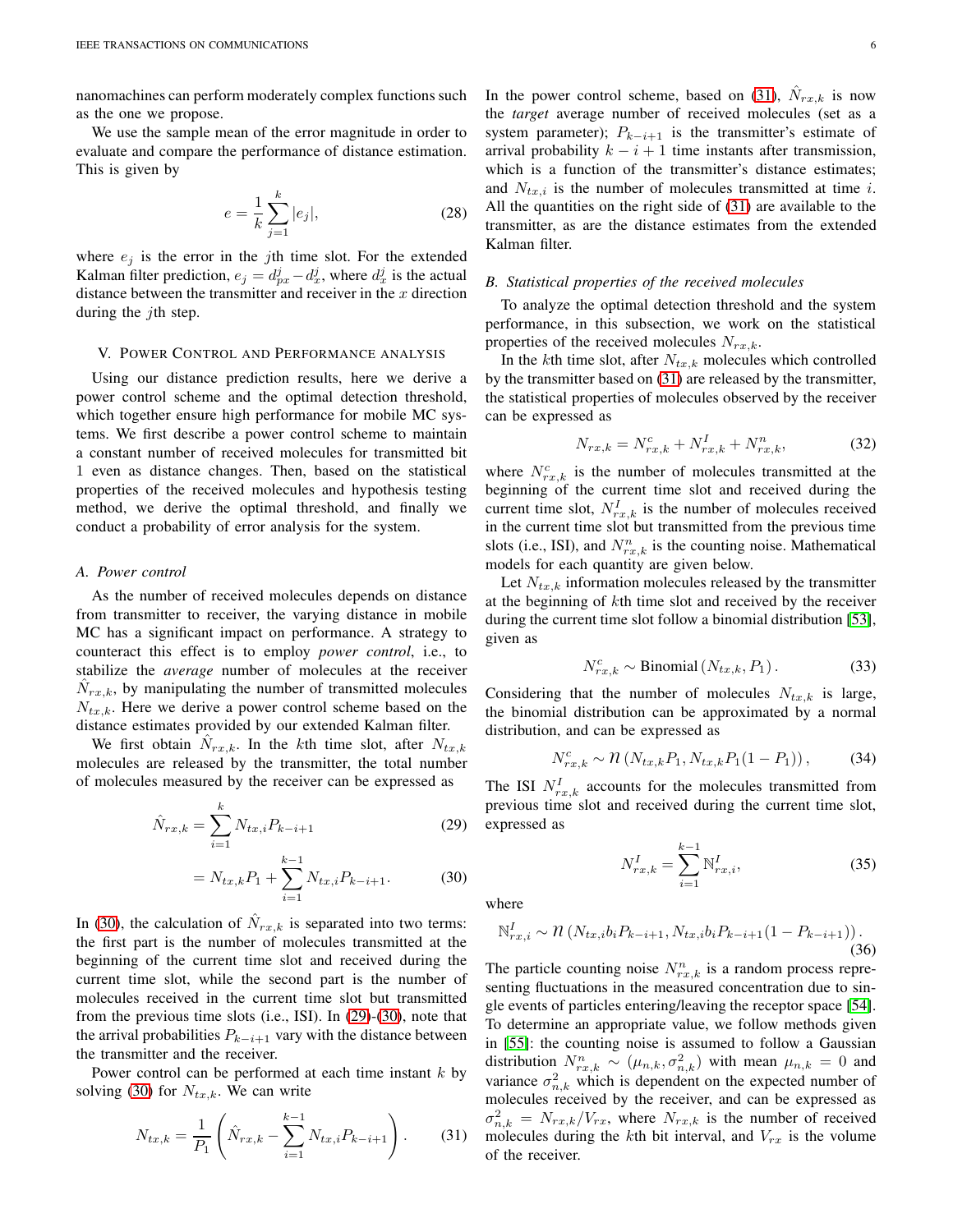nanomachines can perform moderately complex functions such as the one we propose.

We use the sample mean of the error magnitude in order to evaluate and compare the performance of distance estimation. This is given by

$$e = \frac{1}{k}\sum_{j=1}^{k}|e_j|, \tag{28}$$

where $e_j$ is the error in the $j$th time slot. For the extended Kalman filter prediction, $e_j = d_{px}^j - d_x^j$, where $d_x^j$ is the actual distance between the transmitter and receiver in the $x$ direction during the $j$th step.

## V. Power Control and Performance analysis

Using our distance prediction results, here we derive a power control scheme and the optimal detection threshold, which together ensure high performance for mobile MC systems. We first describe a power control scheme to maintain a constant number of received molecules for transmitted bit 1 even as distance changes. Then, based on the statistical properties of the received molecules and hypothesis testing method, we derive the optimal threshold, and finally we conduct a probability of error analysis for the system.

### A. Power control

As the number of received molecules depends on distance from transmitter to receiver, the varying distance in mobile MC has a significant impact on performance. A strategy to counteract this effect is to employ *power control*, i.e., to stabilize the *average* number of molecules at the receiver $\hat{N}_{rx,k}$, by manipulating the number of transmitted molecules $N_{tx,k}$. Here we derive a power control scheme based on the distance estimates provided by our extended Kalman filter.

We first obtain $\hat{N}_{rx,k}$. In the $k$th time slot, after $N_{tx,k}$ molecules are released by the transmitter, the total number of molecules measured by the receiver can be expressed as

$$\hat{N}_{rx,k} = \sum_{i=1}^{k} N_{tx,i}P_{k-i+1} \tag{29}$$

$$= N_{tx,k}P_1 + \sum_{i=1}^{k-1} N_{tx,i}P_{k-i+1}. \tag{30}$$

In (30), the calculation of $\hat{N}_{rx,k}$ is separated into two terms: the first part is the number of molecules transmitted at the beginning of the current time slot and received during the current time slot, while the second part is the number of molecules received in the current time slot but transmitted from the previous time slots (i.e., ISI). In (29)-(30), note that the arrival probabilities $P_{k-i+1}$ vary with the distance between the transmitter and the receiver.

Power control can be performed at each time instant $k$ by solving (30) for $N_{tx,k}$. We can write

$$N_{tx,k} = \frac{1}{P_1}\left(\hat{N}_{rx,k} - \sum_{i=1}^{k-1} N_{tx,i}P_{k-i+1}\right). \tag{31}$$

In the power control scheme, based on (31), $\hat{N}_{rx,k}$ is now the *target* average number of received molecules (set as a system parameter); $P_{k-i+1}$ is the transmitter's estimate of arrival probability $k-i+1$ time instants after transmission, which is a function of the transmitter's distance estimates; and $N_{tx,i}$ is the number of molecules transmitted at time $i$. All the quantities on the right side of (31) are available to the transmitter, as are the distance estimates from the extended Kalman filter.

### B. Statistical properties of the received molecules

To analyze the optimal detection threshold and the system performance, in this subsection, we work on the statistical properties of the received molecules $N_{rx,k}$.

In the $k$th time slot, after $N_{tx,k}$ molecules which controlled by the transmitter based on (31) are released by the transmitter, the statistical properties of molecules observed by the receiver can be expressed as

$$N_{rx,k} = N_{rx,k}^c + N_{rx,k}^I + N_{rx,k}^n, \tag{32}$$

where $N_{rx,k}^c$ is the number of molecules transmitted at the beginning of the current time slot and received during the current time slot, $N_{rx,k}^I$ is the number of molecules received in the current time slot but transmitted from the previous time slots (i.e., ISI), and $N_{rx,k}^n$ is the counting noise. Mathematical models for each quantity are given below.

Let $N_{tx,k}$ information molecules released by the transmitter at the beginning of $k$th time slot and received by the receiver during the current time slot follow a binomial distribution [53], given as

$$N_{rx,k}^c \sim \text{Binomial}\left(N_{tx,k}, P_1\right). \tag{33}$$

Considering that the number of molecules $N_{tx,k}$ is large, the binomial distribution can be approximated by a normal distribution, and can be expressed as

$$N_{rx,k}^c \sim \mathcal{N}\left(N_{tx,k}P_1, N_{tx,k}P_1(1-P_1)\right), \tag{34}$$

The ISI $N_{rx,k}^I$ accounts for the molecules transmitted from previous time slot and received during the current time slot, expressed as

$$N_{rx,k}^I = \sum_{i=1}^{k-1} \mathbb{N}_{rx,i}^I, \tag{35}$$

where

$$\mathbb{N}_{rx,i}^I \sim \mathcal{N}\left(N_{tx,i}b_iP_{k-i+1}, N_{tx,i}b_iP_{k-i+1}(1-P_{k-i+1})\right). \tag{36}$$

The particle counting noise $N_{rx,k}^n$ is a random process representing fluctuations in the measured concentration due to single events of particles entering/leaving the receptor space [54]. To determine an appropriate value, we follow methods given in [55]: the counting noise is assumed to follow a Gaussian distribution $N_{rx,k}^n \sim (\mu_{n,k}, \sigma_{n,k}^2)$ with mean $\mu_{n,k} = 0$ and variance $\sigma_{n,k}^2$ which is dependent on the expected number of molecules received by the receiver, and can be expressed as $\sigma_{n,k}^2 = N_{rx,k}/V_{rx}$, where $N_{rx,k}$ is the number of received molecules during the $k$th bit interval, and $V_{rx}$ is the volume of the receiver.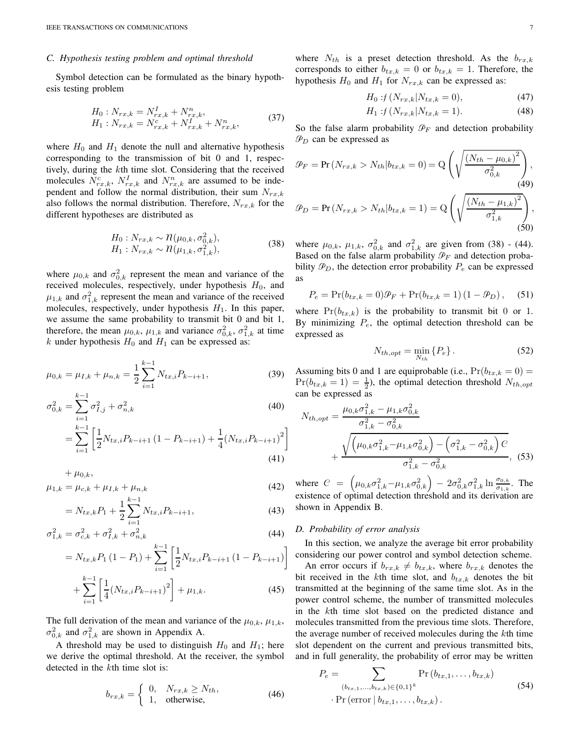### C. Hypothesis testing problem and optimal threshold

Symbol detection can be formulated as the binary hypothesis testing problem

$$
\begin{aligned}
H_0 &: N_{rx,k} = N^I_{rx,k} + N^n_{rx,k}, \\
H_1 &: N_{rx,k} = N^c_{rx,k} + N^I_{rx,k} + N^n_{rx,k},
\end{aligned} \tag{37}
$$

where $H_0$ and $H_1$ denote the null and alternative hypothesis corresponding to the transmission of bit 0 and 1, respectively, during the $k$th time slot. Considering that the received molecules $N^c_{rx,k}$, $N^I_{rx,k}$ and $N^n_{rx,k}$ are assumed to be independent and follow the normal distribution, their sum $N_{rx,k}$ also follows the normal distribution. Therefore, $N_{rx,k}$ for the different hypotheses are distributed as

$$
\begin{aligned}
H_0 &: N_{rx,k} \sim \mathcal{N}(\mu_{0,k}, \sigma^2_{0,k}), \\
H_1 &: N_{rx,k} \sim \mathcal{N}(\mu_{1,k}, \sigma^2_{1,k}),
\end{aligned} \tag{38}
$$

where $\mu_{0,k}$ and $\sigma^2_{0,k}$ represent the mean and variance of the received molecules, respectively, under hypothesis $H_0$, and $\mu_{1,k}$ and $\sigma^2_{1,k}$ represent the mean and variance of the received molecules, respectively, under hypothesis $H_1$. In this paper, we assume the same probability to transmit bit 0 and bit 1, therefore, the mean $\mu_{0,k}$, $\mu_{1,k}$ and variance $\sigma^2_{0,k}$, $\sigma^2_{1,k}$ at time $k$ under hypothesis $H_0$ and $H_1$ can be expressed as:

$$
\mu_{0,k} = \mu_{I,k} + \mu_{n,k} = \frac{1}{2}\sum_{i=1}^{k-1} N_{tx,i}P_{k-i+1}, \tag{39}
$$

$$
\sigma^2_{0,k} = \sum_{i=1}^{k-1} \sigma^2_{I,j} + \sigma^2_{n,k} \tag{40}
$$

$$
= \sum_{i=1}^{k-1}\left[\frac{1}{2}N_{tx,i}P_{k-i+1}\left(1-P_{k-i+1}\right) + \frac{1}{4}\left(N_{tx,i}P_{k-i+1}\right)^2\right] \tag{41}
$$

$$
+ \mu_{0,k},
$$

$$
\mu_{1,k} = \mu_{c,k} + \mu_{I,k} + \mu_{n,k} \tag{42}
$$

$$
= N_{tx,k}P_1 + \frac{1}{2}\sum_{i=1}^{k-1} N_{tx,i}P_{k-i+1}, \tag{43}
$$

$$
\sigma^2_{1,k} = \sigma^2_{c,k} + \sigma^2_{I,k} + \sigma^2_{n,k} \tag{44}
$$

$$
= N_{tx,k}P_1\left(1-P_1\right) + \sum_{i=1}^{k-1}\left[\frac{1}{2}N_{tx,i}P_{k-i+1}\left(1-P_{k-i+1}\right)\right]
$$

$$
+ \sum_{i=1}^{k-1}\left[\frac{1}{4}\left(N_{tx,i}P_{k-i+1}\right)^2\right] + \mu_{1,k}. \tag{45}
$$

The full derivation of the mean and variance of the $\mu_{0,k}$, $\mu_{1,k}$, $\sigma^2_{0,k}$ and $\sigma^2_{1,k}$ are shown in Appendix A.

A threshold may be used to distinguish $H_0$ and $H_1$; here we derive the optimal threshold. At the receiver, the symbol detected in the $k$th time slot is:

$$
b_{rx,k} = \begin{cases} 0, & N_{rx,k} \geq N_{th}, \\ 1, & \text{otherwise}, \end{cases} \tag{46}
$$

where $N_{th}$ is a preset detection threshold. As the $b_{rx,k}$ corresponds to either $b_{tx,k} = 0$ or $b_{tx,k} = 1$. Therefore, the hypothesis $H_0$ and $H_1$ for $N_{rx,k}$ can be expressed as:

$$
H_0 : f\left(N_{rx,k} | N_{tx,k} = 0\right), \tag{47}
$$

$$
H_1 : f\left(N_{rx,k} | N_{tx,k} = 1\right). \tag{48}
$$

So the false alarm probability $\mathscr{P}_F$ and detection probability $\mathscr{P}_D$ can be expressed as

$$
\mathscr{P}_F = \Pr\left(N_{rx,k} > N_{th} | b_{tx,k} = 0\right) = \mathrm{Q}\left(\sqrt{\frac{\left(N_{th}-\mu_{0,k}\right)^2}{\sigma^2_{0,k}}}\right), \tag{49}
$$

$$
\mathscr{P}_D = \Pr\left(N_{rx,k} > N_{th} | b_{tx,k} = 1\right) = \mathrm{Q}\left(\sqrt{\frac{\left(N_{th}-\mu_{1,k}\right)^2}{\sigma^2_{1,k}}}\right), \tag{50}
$$

where $\mu_{0,k}$, $\mu_{1,k}$, $\sigma^2_{0,k}$ and $\sigma^2_{1,k}$ are given from (38) - (44). Based on the false alarm probability $\mathscr{P}_F$ and detection probability $\mathscr{P}_D$, the detection error probability $P_e$ can be expressed as

$$
P_e = \Pr(b_{tx,k} = 0)\mathscr{P}_F + \Pr(b_{tx,k} = 1)\left(1 - \mathscr{P}_D\right), \tag{51}
$$

where $\Pr(b_{tx,k})$ is the probability to transmit bit 0 or 1. By minimizing $P_e$, the optimal detection threshold can be expressed as

$$
N_{th,opt} = \min_{N_{th}}\left\{P_e\right\}. \tag{52}
$$

Assuming bits 0 and 1 are equiprobable (i.e., $\Pr(b_{tx,k} = 0) = \Pr(b_{tx,k} = 1) = \frac{1}{2}$), the optimal detection threshold $N_{th,opt}$ can be expressed as

$$
N_{th,opt} = \frac{\mu_{0,k}\sigma^2_{1,k} - \mu_{1,k}\sigma^2_{0,k}}{\sigma^2_{1,k} - \sigma^2_{0,k}} + \frac{\sqrt{\left(\mu_{0,k}\sigma^2_{1,k} - \mu_{1,k}\sigma^2_{0,k}\right) - \left(\sigma^2_{1,k} - \sigma^2_{0,k}\right)\mathcal{C}}}{\sigma^2_{1,k} - \sigma^2_{0,k}}, \tag{53}
$$

where $\mathcal{C} = \left(\mu_{0,k}\sigma^2_{1,k} - \mu_{1,k}\sigma^2_{0,k}\right) - 2\sigma^2_{0,k}\sigma^2_{1,k}\ln\frac{\sigma_{0,k}}{\sigma_{1,k}}$. The existence of optimal detection threshold and its derivation are shown in Appendix B.

### D. Probability of error analysis

In this section, we analyze the average bit error probability considering our power control and symbol detection scheme.

An error occurs if $b_{rx,k} \neq b_{tx,k}$, where $b_{rx,k}$ denotes the bit received in the $k$th time slot, and $b_{tx,k}$ denotes the bit transmitted at the beginning of the same time slot. As in the power control scheme, the number of transmitted molecules in the $k$th time slot based on the predicted distance and molecules transmitted from the previous time slots. Therefore, the average number of received molecules during the $k$th time slot dependent on the current and previous transmitted bits, and in full generality, the probability of error may be written

$$
\begin{aligned}
P_e = &\sum_{(b_{tx,1},\ldots,b_{tx,k}) \in \{0,1\}^k} \Pr\left(b_{tx,1},\ldots,b_{tx,k}\right) \\
&\cdot \Pr\left(\text{error} \mid b_{tx,1},\ldots,b_{tx,k}\right).
\end{aligned} \tag{54}
$$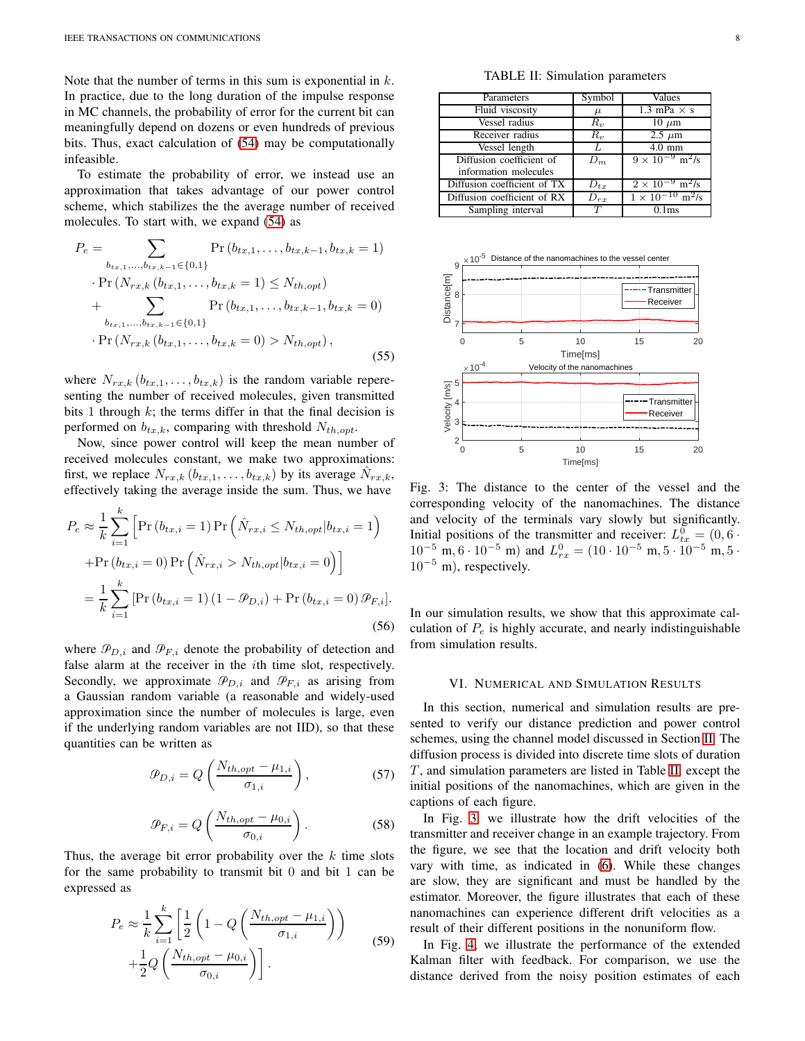Note that the number of terms in this sum is exponential in $k$. In practice, due to the long duration of the impulse response in MC channels, the probability of error for the current bit can meaningfully depend on dozens or even hundreds of previous bits. Thus, exact calculation of (54) may be computationally infeasible.

To estimate the probability of error, we instead use an approximation that takes advantage of our power control scheme, which stabilizes the the average number of received molecules. To start with, we expand (54) as

$$
\begin{aligned}
P_e = & \sum_{b_{tx,1},\ldots,b_{tx,k-1}\in\{0,1\}} \Pr\left(b_{tx,1},\ldots,b_{tx,k-1},b_{tx,k}=1\right) \\
& \cdot \Pr\left(N_{rx,k}\left(b_{tx,1},\ldots,b_{tx,k}=1\right) \le N_{th,opt}\right) \\
& + \sum_{b_{tx,1},\ldots,b_{tx,k-1}\in\{0,1\}} \Pr\left(b_{tx,1},\ldots,b_{tx,k-1},b_{tx,k}=0\right) \\
& \cdot \Pr\left(N_{rx,k}\left(b_{tx,1},\ldots,b_{tx,k}=0\right) > N_{th,opt}\right),
\end{aligned}
\tag{55}
$$

where $N_{rx,k}\left(b_{tx,1},\ldots,b_{tx,k}\right)$ is the random variable repere-senting the number of received molecules, given transmitted bits 1 through $k$; the terms differ in that the final decision is performed on $b_{tx,k}$, comparing with threshold $N_{th,opt}$.

Now, since power control will keep the mean number of received molecules constant, we make two approximations: first, we replace $N_{rx,k}\left(b_{tx,1},\ldots,b_{tx,k}\right)$ by its average $\hat{N}_{rx,k}$, effectively taking the average inside the sum. Thus, we have

$$
\begin{aligned}
P_e \approx & \frac{1}{k}\sum_{i=1}^{k}\Big[\Pr\left(b_{tx,i}=1\right)\Pr\left(\hat{N}_{rx,i} \le N_{th,opt} | b_{tx,i}=1\right) \\
& + \Pr\left(b_{tx,i}=0\right)\Pr\left(\hat{N}_{rx,i} > N_{th,opt} | b_{tx,i}=0\right)\Big] \\
= & \frac{1}{k}\sum_{i=1}^{k}\left[\Pr\left(b_{tx,i}=1\right)\left(1-\mathscr{P}_{D,i}\right)+\Pr\left(b_{tx,i}=0\right)\mathscr{P}_{F,i}\right].
\end{aligned}
\tag{56}
$$

where $\mathscr{P}_{D,i}$ and $\mathscr{P}_{F,i}$ denote the probability of detection and false alarm at the receiver in the $i$th time slot, respectively. Secondly, we approximate $\mathscr{P}_{D,i}$ and $\mathscr{P}_{F,i}$ as arising from a Gaussian random variable (a reasonable and widely-used approximation since the number of molecules is large, even if the underlying random variables are not IID), so that these quantities can be written as

$$
\mathscr{P}_{D,i} = Q\left(\frac{N_{th,opt}-\mu_{1,i}}{\sigma_{1,i}}\right),
\tag{57}
$$

$$
\mathscr{P}_{F,i} = Q\left(\frac{N_{th,opt}-\mu_{0,i}}{\sigma_{0,i}}\right).
\tag{58}
$$

Thus, the average bit error probability over the $k$ time slots for the same probability to transmit bit 0 and bit 1 can be expressed as

$$
\begin{aligned}
P_e \approx & \frac{1}{k}\sum_{i=1}^{k}\left[\frac{1}{2}\left(1-Q\left(\frac{N_{th,opt}-\mu_{1,i}}{\sigma_{1,i}}\right)\right)\right. \\
& \left. + \frac{1}{2}Q\left(\frac{N_{th,opt}-\mu_{0,i}}{\sigma_{0,i}}\right)\right].
\end{aligned}
\tag{59}
$$

In our simulation results, we show that this approximate calculation of $P_e$ is highly accurate, and nearly indistinguishable from simulation results.

TABLE II: Simulation parameters

| Parameters | Symbol | Values |
|---|---|---|
| Fluid viscosity | $\mu$ | 1.3 mPa $\times$ s |
| Vessel radius | $R_v$ | 10 $\mu$m |
| Receiver radius | $R_v$ | 2.5 $\mu$m |
| Vessel length | $L$ | 4.0 mm |
| Diffusion coefficient of information molecules | $D_m$ | $9\times10^{-9}$ m$^2$/s |
| Diffusion coefficient of TX | $D_{tx}$ | $2\times10^{-9}$ m$^2$/s |
| Diffusion coefficient of RX | $D_{rx}$ | $1\times10^{-10}$ m$^2$/s |
| Sampling interval | $T$ | 0.1ms |

Fig. 3: The distance to the center of the vessel and the corresponding velocity of the nanomachines. The distance and velocity of the terminals vary slowly but significantly. Initial positions of the transmitter and receiver: $L_{tx}^0 = (0, 6\cdot10^{-5}\text{ m}, 6\cdot10^{-5}\text{ m})$ and $L_{rx}^0 = (10\cdot10^{-5}\text{ m}, 5\cdot10^{-5}\text{ m}, 5\cdot10^{-5}\text{ m})$, respectively.

## VI. Numerical and Simulation Results

In this section, numerical and simulation results are presented to verify our distance prediction and power control schemes, using the channel model discussed in Section II. The diffusion process is divided into discrete time slots of duration $T$, and simulation parameters are listed in Table II, except the initial positions of the nanomachines, which are given in the captions of each figure.

In Fig. 3, we illustrate how the drift velocities of the transmitter and receiver change in an example trajectory. From the figure, we see that the location and drift velocity both vary with time, as indicated in (6). While these changes are slow, they are significant and must be handled by the estimator. Moreover, the figure illustrates that each of these nanomachines can experience different drift velocities as a result of their different positions in the nonuniform flow.

In Fig. 4, we illustrate the performance of the extended Kalman filter with feedback. For comparison, we use the distance derived from the noisy position estimates of each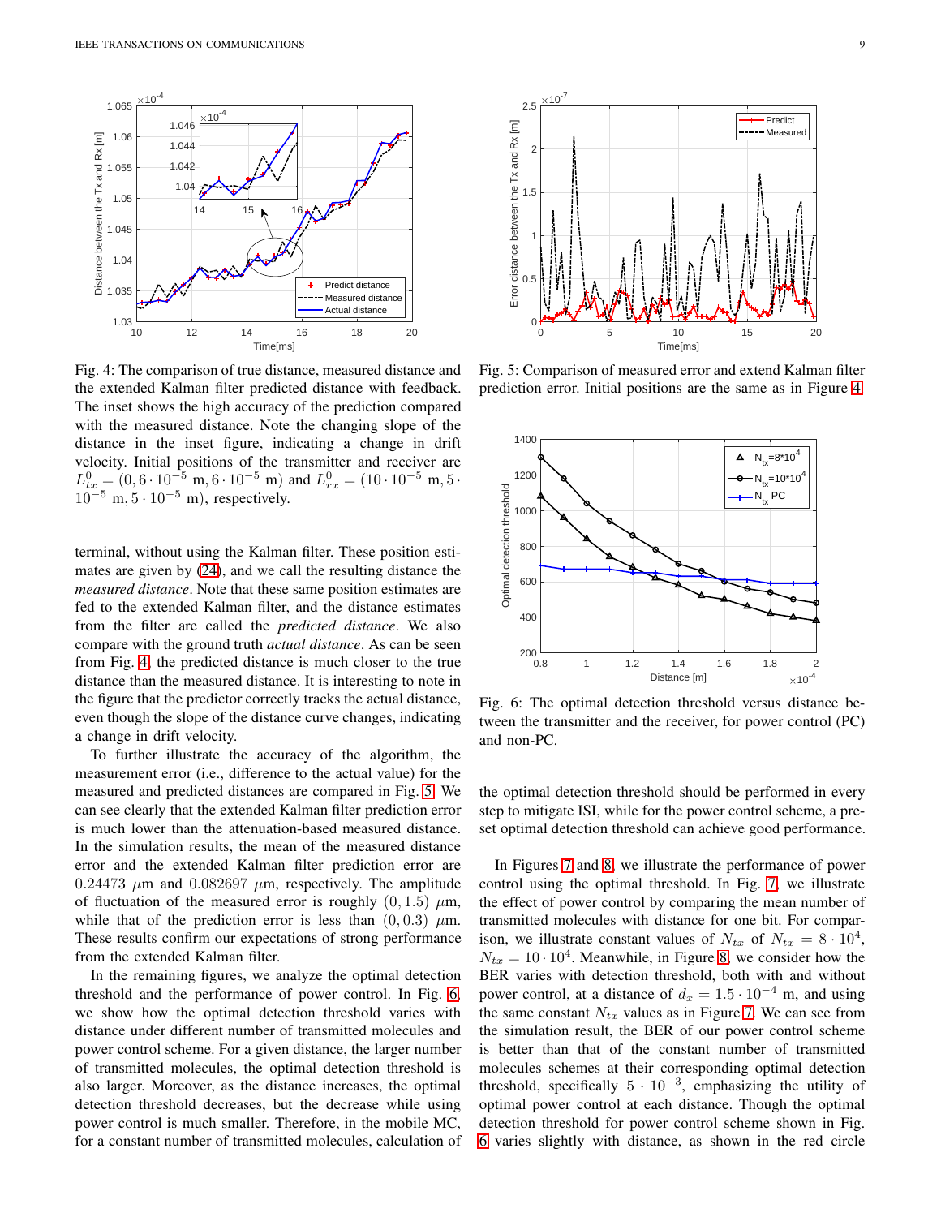×10^-4
1.065
1.06
1.055
1.05
1.045
1.04
1.035
1.03
Distance between the Tx and Rx [m]
10
12
14
16
18
20
Time[ms]
×10^-4
1.046
1.044
1.042
1.04
14
15
16
Predict distance
Measured distance
Actual distance

Fig. 4: The comparison of true distance, measured distance and the extended Kalman filter predicted distance with feedback. The inset shows the high accuracy of the prediction compared with the measured distance. Note the changing slope of the distance in the inset figure, indicating a change in drift velocity. Initial positions of the transmitter and receiver are $L_{tx}^{0} = (0, 6 \cdot 10^{-5}\ \text{m}, 6 \cdot 10^{-5}\ \text{m})$ and $L_{rx}^{0} = (10 \cdot 10^{-5}\ \text{m}, 5 \cdot 10^{-5}\ \text{m}, 5 \cdot 10^{-5}\ \text{m})$, respectively.

×10^-7
2.5
2
1.5
1
0.5
0
Error distance between the Tx and Rx [m]
0
5
10
15
20
Time[ms]
Predict
Measured

Fig. 5: Comparison of measured error and extend Kalman filter prediction error. Initial positions are the same as in Figure 4.

terminal, without using the Kalman filter. These position estimates are given by (24), and we call the resulting distance the *measured distance*. Note that these same position estimates are fed to the extended Kalman filter, and the distance estimates from the filter are called the *predicted distance*. We also compare with the ground truth *actual distance*. As can be seen from Fig. 4, the predicted distance is much closer to the true distance than the measured distance. It is interesting to note in the figure that the predictor correctly tracks the actual distance, even though the slope of the distance curve changes, indicating a change in drift velocity.

To further illustrate the accuracy of the algorithm, the measurement error (i.e., difference to the actual value) for the measured and predicted distances are compared in Fig. 5. We can see clearly that the extended Kalman filter prediction error is much lower than the attenuation-based measured distance. In the simulation results, the mean of the measured distance error and the extended Kalman filter prediction error are $0.24473\ \mu$m and $0.082697\ \mu$m, respectively. The amplitude of fluctuation of the measured error is roughly $(0, 1.5)\ \mu$m, while that of the prediction error is less than $(0, 0.3)\ \mu$m. These results confirm our expectations of strong performance from the extended Kalman filter.

In the remaining figures, we analyze the optimal detection threshold and the performance of power control. In Fig. 6, we show how the optimal detection threshold varies with distance under different number of transmitted molecules and power control scheme. For a given distance, the larger number of transmitted molecules, the optimal detection threshold is also larger. Moreover, as the distance increases, the optimal detection threshold decreases, but the decrease while using power control is much smaller. Therefore, in the mobile MC, for a constant number of transmitted molecules, calculation of

1400
1200
1000
800
600
400
200
Optimal detection threshold
0.8
1
1.2
1.4
1.6
1.8
2
Distance [m]
×10^-4
N_tx=8*10^4
N_tx=10*10^4
N_tx PC

Fig. 6: The optimal detection threshold versus distance between the transmitter and the receiver, for power control (PC) and non-PC.

the optimal detection threshold should be performed in every step to mitigate ISI, while for the power control scheme, a preset optimal detection threshold can achieve good performance.

In Figures 7 and 8, we illustrate the performance of power control using the optimal threshold. In Fig. 7, we illustrate the effect of power control by comparing the mean number of transmitted molecules with distance for one bit. For comparison, we illustrate constant values of $N_{tx}$ of $N_{tx} = 8 \cdot 10^4$, $N_{tx} = 10 \cdot 10^4$. Meanwhile, in Figure 8, we consider how the BER varies with detection threshold, both with and without power control, at a distance of $d_x = 1.5 \cdot 10^{-4}$ m, and using the same constant $N_{tx}$ values as in Figure 7. We can see from the simulation result, the BER of our power control scheme is better than that of the constant number of transmitted molecules schemes at their corresponding optimal detection threshold, specifically $5 \cdot 10^{-3}$, emphasizing the utility of optimal power control at each distance. Though the optimal detection threshold for power control scheme shown in Fig. 6 varies slightly with distance, as shown in the red circle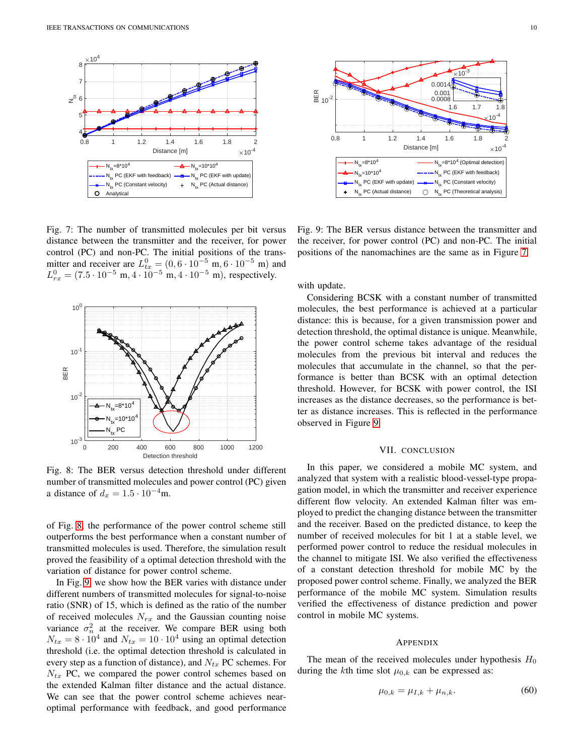$\times 10^4$

8

7

6

5

4

$N_{tx}$

0.8 1 1.2 1.4 1.6 1.8 2

Distance [m] $\times 10^{-4}$

$N_{tx}$=8*10$^4$ $N_{tx}$=10*10$^4$

$N_{tx}$ PC (EKF with feedback) $N_{tx}$ PC (EKF with update)

$N_{tx}$ PC (Constant velocity) $N_{tx}$ PC (Actual distance)

Analytical

Fig. 7: The number of transmitted molecules per bit versus distance between the transmitter and the receiver, for power control (PC) and non-PC. The initial positions of the transmitter and receiver are $L_{tx}^0 = (0, 6 \cdot 10^{-5}\ \text{m}, 6 \cdot 10^{-5}\ \text{m})$ and $L_{rx}^0 = (7.5 \cdot 10^{-5}\ \text{m}, 4 \cdot 10^{-5}\ \text{m}, 4 \cdot 10^{-5}\ \text{m})$, respectively.

$10^0$

$10^{-1}$

$10^{-2}$

$10^{-3}$

BER

0 200 400 600 800 1000 1200

Detection threshold

$N_{tx}$=8*10$^4$

$N_{tx}$=10*10$^4$

$N_{tx}$ PC

Fig. 8: The BER versus detection threshold under different number of transmitted molecules and power control (PC) given a distance of $d_x = 1.5 \cdot 10^{-4}$m.

of Fig. 8, the performance of the power control scheme still outperforms the best performance when a constant number of transmitted molecules is used. Therefore, the simulation result proved the feasibility of a optimal detection threshold with the variation of distance for power control scheme.

In Fig. 9, we show how the BER varies with distance under different numbers of transmitted molecules for signal-to-noise ratio (SNR) of 15, which is defined as the ratio of the number of received molecules $N_{rx}$ and the Gaussian counting noise variance $\sigma_n^2$ at the receiver. We compare BER using both $N_{tx} = 8 \cdot 10^4$ and $N_{tx} = 10 \cdot 10^4$ using an optimal detection threshold (i.e. the optimal detection threshold is calculated in every step as a function of distance), and $N_{tx}$ PC schemes. For $N_{tx}$ PC, we compared the power control schemes based on the extended Kalman filter distance and the actual distance. We can see that the power control scheme achieves near-optimal performance with feedback, and good performance

BER

$10^{-2}$

$\times 10^{-3}$

0.0014

0.001

0.0008

1.6 1.7 1.8

$\times 10^{-4}$

0.8 1 1.2 1.4 1.6 1.8 2

Distance [m] $\times 10^{-4}$

$N_{tx}$=8*10$^4$ $N_{tx}$=8*10$^4$ (Optimal detection)

$N_{tx}$=10*10$^4$ $N_{tx}$ PC (EKF with feedback)

$N_{tx}$ PC (EKF with update) $N_{tx}$ PC (Constant velocity)

$N_{tx}$ PC (Actual distance) $N_{tx}$ PC (Theoretical analysis)

Fig. 9: The BER versus distance between the transmitter and the receiver, for power control (PC) and non-PC. The initial positions of the nanomachines are the same as in Figure 7.

with update.

Considering BCSK with a constant number of transmitted molecules, the best performance is achieved at a particular distance: this is because, for a given transmission power and detection threshold, the optimal distance is unique. Meanwhile, the power control scheme takes advantage of the residual molecules from the previous bit interval and reduces the molecules that accumulate in the channel, so that the performance is better than BCSK with an optimal detection threshold. However, for BCSK with power control, the ISI increases as the distance decreases, so the performance is better as distance increases. This is reflected in the performance observed in Figure 9.

## VII. Conclusion

In this paper, we considered a mobile MC system, and analyzed that system with a realistic blood-vessel-type propagation model, in which the transmitter and receiver experience different flow velocity. An extended Kalman filter was employed to predict the changing distance between the transmitter and the receiver. Based on the predicted distance, to keep the number of received molecules for bit 1 at a stable level, we performed power control to reduce the residual molecules in the channel to mitigate ISI. We also verified the effectiveness of a constant detection threshold for mobile MC by the proposed power control scheme. Finally, we analyzed the BER performance of the mobile MC system. Simulation results verified the effectiveness of distance prediction and power control in mobile MC systems.

## Appendix

The mean of the received molecules under hypothesis $H_0$ during the $k$th time slot $\mu_{0,k}$ can be expressed as:

$$\mu_{0,k} = \mu_{I,k} + \mu_{n,k}. \tag{60}$$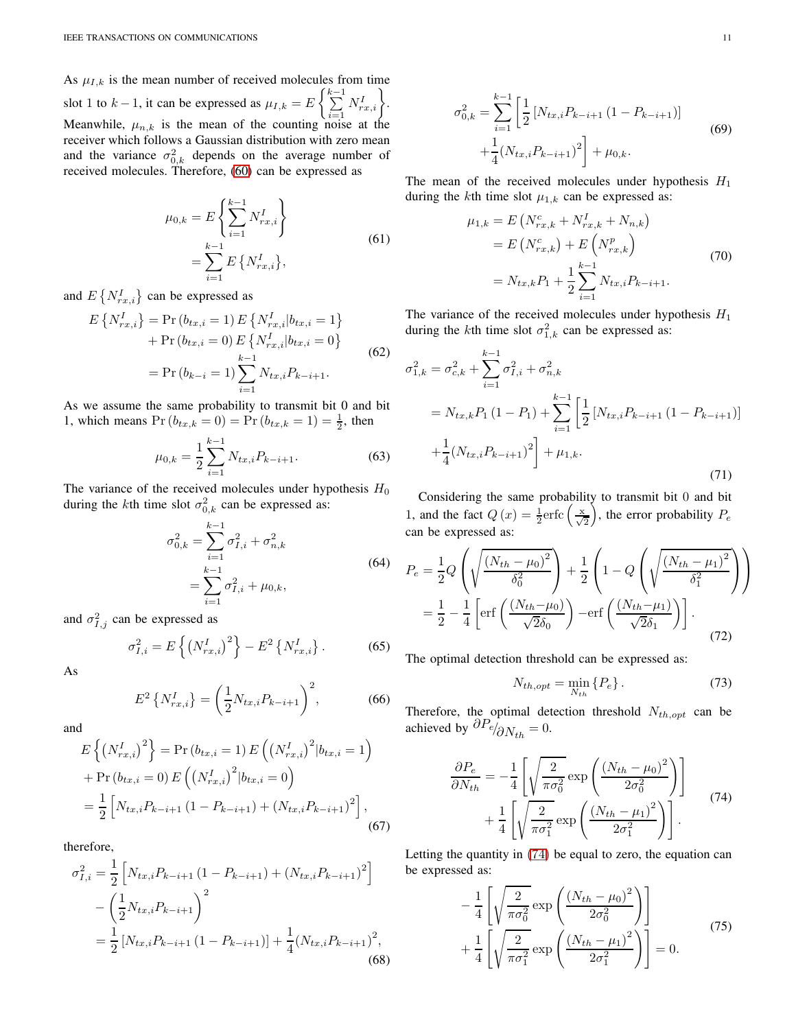As $\mu_{I,k}$ is the mean number of received molecules from time slot 1 to $k-1$, it can be expressed as $\mu_{I,k} = E\left\{\sum\limits_{i=1}^{k-1} N_{rx,i}^{I}\right\}$. Meanwhile, $\mu_{n,k}$ is the mean of the counting noise at the receiver which follows a Gaussian distribution with zero mean and the variance $\sigma_{0,k}^2$ depends on the average number of received molecules. Therefore, (60) can be expressed as

$$\begin{aligned} \mu_{0,k} &= E\left\{\sum_{i=1}^{k-1} N_{rx,i}^{I}\right\} \\ &= \sum_{i=1}^{k-1} E\left\{N_{rx,i}^{I}\right\}, \end{aligned} \tag{61}$$

and $E\left\{N_{rx,i}^{I}\right\}$ can be expressed as

$$\begin{aligned} E\left\{N_{rx,i}^{I}\right\} &= \Pr\left(b_{tx,i}=1\right) E\left\{N_{rx,i}^{I} | b_{tx,i}=1\right\} \\ &\quad + \Pr\left(b_{tx,i}=0\right) E\left\{N_{rx,i}^{I} | b_{tx,i}=0\right\} \\ &= \Pr\left(b_{k-i}=1\right) \sum_{i=1}^{k-1} N_{tx,i} P_{k-i+1}. \end{aligned} \tag{62}$$

As we assume the same probability to transmit bit 0 and bit 1, which means $\Pr\left(b_{tx,k}=0\right) = \Pr\left(b_{tx,k}=1\right) = \frac{1}{2}$, then

$$\mu_{0,k} = \frac{1}{2} \sum_{i=1}^{k-1} N_{tx,i} P_{k-i+1}. \tag{63}$$

The variance of the received molecules under hypothesis $H_0$ during the $k$th time slot $\sigma_{0,k}^2$ can be expressed as:

$$\begin{aligned} \sigma_{0,k}^2 &= \sum_{i=1}^{k-1} \sigma_{I,i}^2 + \sigma_{n,k}^2 \\ &= \sum_{i=1}^{k-1} \sigma_{I,i}^2 + \mu_{0,k}, \end{aligned} \tag{64}$$

and $\sigma_{I,j}^2$ can be expressed as

$$\sigma_{I,i}^2 = E\left\{\left(N_{rx,i}^{I}\right)^2\right\} - E^2\left\{N_{rx,i}^{I}\right\}. \tag{65}$$

As

$$E^2\left\{N_{rx,i}^{I}\right\} = \left(\frac{1}{2} N_{tx,i} P_{k-i+1}\right)^2, \tag{66}$$

and

$$\begin{aligned} E\left\{\left(N_{rx,i}^{I}\right)^2\right\} &= \Pr\left(b_{tx,i}=1\right) E\left(\left(N_{rx,i}^{I}\right)^2 | b_{tx,i}=1\right) \\ &\quad + \Pr\left(b_{tx,i}=0\right) E\left(\left(N_{rx,i}^{I}\right)^2 | b_{tx,i}=0\right) \\ &= \frac{1}{2}\left[N_{tx,i} P_{k-i+1}\left(1-P_{k-i+1}\right) + \left(N_{tx,i} P_{k-i+1}\right)^2\right], \end{aligned} \tag{67}$$

therefore,

$$\begin{aligned} \sigma_{I,i}^2 &= \frac{1}{2}\left[N_{tx,i} P_{k-i+1}\left(1-P_{k-i+1}\right) + \left(N_{tx,i} P_{k-i+1}\right)^2\right] \\ &\quad - \left(\frac{1}{2} N_{tx,i} P_{k-i+1}\right)^2 \\ &= \frac{1}{2}\left[N_{tx,i} P_{k-i+1}\left(1-P_{k-i+1}\right)\right] + \frac{1}{4}\left(N_{tx,i} P_{k-i+1}\right)^2, \end{aligned} \tag{68}$$

$$\begin{aligned} \sigma_{0,k}^2 = \sum_{i=1}^{k-1} \Bigg[ &\frac{1}{2}\left[N_{tx,i} P_{k-i+1}\left(1-P_{k-i+1}\right)\right] \\ &+ \frac{1}{4}\left(N_{tx,i} P_{k-i+1}\right)^2 \Bigg] + \mu_{0,k}. \end{aligned} \tag{69}$$

The mean of the received molecules under hypothesis $H_1$ during the $k$th time slot $\mu_{1,k}$ can be expressed as:

$$\begin{aligned} \mu_{1,k} &= E\left(N_{rx,k}^{c} + N_{rx,k}^{I} + N_{n,k}\right) \\ &= E\left(N_{rx,k}^{c}\right) + E\left(N_{rx,k}^{p}\right) \\ &= N_{tx,k} P_1 + \frac{1}{2} \sum_{i=1}^{k-1} N_{tx,i} P_{k-i+1}. \end{aligned} \tag{70}$$

The variance of the received molecules under hypothesis $H_1$ during the $k$th time slot $\sigma_{1,k}^2$ can be expressed as:

$$\begin{aligned} \sigma_{1,k}^2 &= \sigma_{c,k}^2 + \sum_{i=1}^{k-1} \sigma_{I,i}^2 + \sigma_{n,k}^2 \\ &= N_{tx,k} P_1\left(1-P_1\right) + \sum_{i=1}^{k-1} \Bigg[\frac{1}{2}\left[N_{tx,i} P_{k-i+1}\left(1-P_{k-i+1}\right)\right] \\ &\quad + \frac{1}{4}\left(N_{tx,i} P_{k-i+1}\right)^2\Bigg] + \mu_{1,k}. \end{aligned} \tag{71}$$

Considering the same probability to transmit bit 0 and bit 1, and the fact $Q\left(x\right) = \frac{1}{2}\text{erfc}\left(\frac{x}{\sqrt{2}}\right)$, the error probability $P_e$ can be expressed as:

$$\begin{aligned} P_e &= \frac{1}{2} Q\left(\sqrt{\frac{\left(N_{th}-\mu_0\right)^2}{\delta_0^2}}\right) + \frac{1}{2}\left(1 - Q\left(\sqrt{\frac{\left(N_{th}-\mu_1\right)^2}{\delta_1^2}}\right)\right) \\ &= \frac{1}{2} - \frac{1}{4}\left[\text{erf}\left(\frac{\left(N_{th}-\mu_0\right)}{\sqrt{2}\delta_0}\right) - \text{erf}\left(\frac{\left(N_{th}-\mu_1\right)}{\sqrt{2}\delta_1}\right)\right]. \end{aligned} \tag{72}$$

The optimal detection threshold can be expressed as:

$$N_{th,opt} = \min_{N_{th}}\left\{P_e\right\}. \tag{73}$$

Therefore, the optimal detection threshold $N_{th,opt}$ can be achieved by ${\partial P_e}/{\partial N_{th}} = 0$.

$$\begin{aligned} \frac{\partial P_e}{\partial N_{th}} &= -\frac{1}{4}\left[\sqrt{\frac{2}{\pi\sigma_0^2}} \exp\left(\frac{\left(N_{th}-\mu_0\right)^2}{2\sigma_0^2}\right)\right] \\ &\quad + \frac{1}{4}\left[\sqrt{\frac{2}{\pi\sigma_1^2}} \exp\left(\frac{\left(N_{th}-\mu_1\right)^2}{2\sigma_1^2}\right)\right]. \end{aligned} \tag{74}$$

Letting the quantity in (74) be equal to zero, the equation can be expressed as:

$$\begin{aligned} &-\frac{1}{4}\left[\sqrt{\frac{2}{\pi\sigma_0^2}} \exp\left(\frac{\left(N_{th}-\mu_0\right)^2}{2\sigma_0^2}\right)\right] \\ &+ \frac{1}{4}\left[\sqrt{\frac{2}{\pi\sigma_1^2}} \exp\left(\frac{\left(N_{th}-\mu_1\right)^2}{2\sigma_1^2}\right)\right] = 0. \end{aligned} \tag{75}$$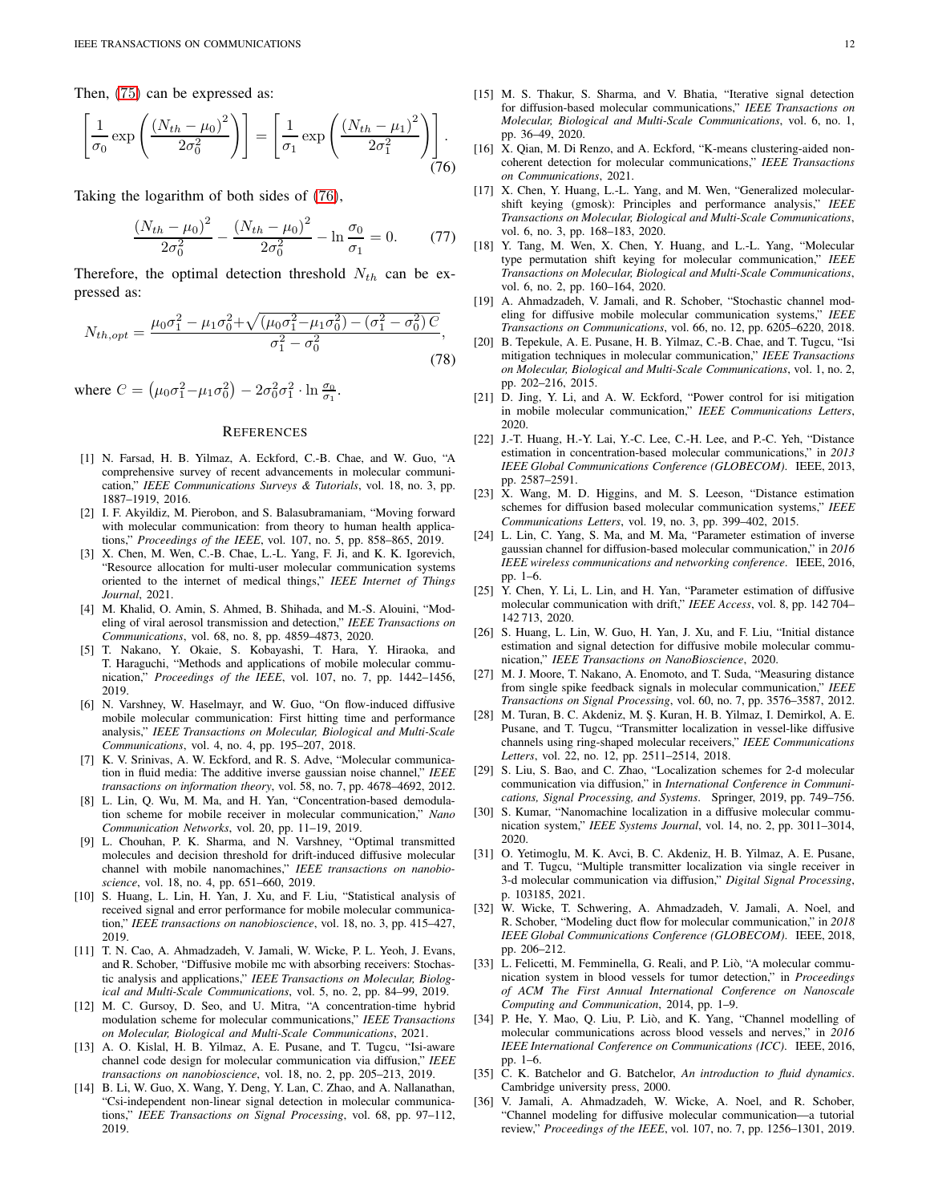Then, (75) can be expressed as:

$$\left[\frac{1}{\sigma_0}\exp\left(\frac{\left(N_{th}-\mu_0\right)^2}{2\sigma_0^2}\right)\right]=\left[\frac{1}{\sigma_1}\exp\left(\frac{\left(N_{th}-\mu_1\right)^2}{2\sigma_1^2}\right)\right]. \tag{76}$$

Taking the logarithm of both sides of (76),

$$\frac{\left(N_{th}-\mu_0\right)^2}{2\sigma_0^2}-\frac{\left(N_{th}-\mu_0\right)^2}{2\sigma_0^2}-\ln\frac{\sigma_0}{\sigma_1}=0. \tag{77}$$

Therefore, the optimal detection threshold $N_{th}$ can be expressed as:

$$N_{th,opt}=\frac{\mu_0\sigma_1^2-\mu_1\sigma_0^2+\sqrt{\left(\mu_0\sigma_1^2-\mu_1\sigma_0^2\right)-\left(\sigma_1^2-\sigma_0^2\right)C}}{\sigma_1^2-\sigma_0^2}, \tag{78}$$

where $C=\left(\mu_0\sigma_1^2-\mu_1\sigma_0^2\right)-2\sigma_0^2\sigma_1^2\cdot\ln\frac{\sigma_0}{\sigma_1}$.

## REFERENCES

[1] N. Farsad, H. B. Yilmaz, A. Eckford, C.-B. Chae, and W. Guo, "A comprehensive survey of recent advancements in molecular communication," *IEEE Communications Surveys & Tutorials*, vol. 18, no. 3, pp. 1887–1919, 2016.

[2] I. F. Akyildiz, M. Pierobon, and S. Balasubramaniam, "Moving forward with molecular communication: from theory to human health applications," *Proceedings of the IEEE*, vol. 107, no. 5, pp. 858–865, 2019.

[3] X. Chen, M. Wen, C.-B. Chae, L.-L. Yang, F. Ji, and K. K. Igorevich, "Resource allocation for multi-user molecular communication systems oriented to the internet of medical things," *IEEE Internet of Things Journal*, 2021.

[4] M. Khalid, O. Amin, S. Ahmed, B. Shihada, and M.-S. Alouini, "Modeling of viral aerosol transmission and detection," *IEEE Transactions on Communications*, vol. 68, no. 8, pp. 4859–4873, 2020.

[5] T. Nakano, Y. Okaie, S. Kobayashi, T. Hara, Y. Hiraoka, and T. Haraguchi, "Methods and applications of mobile molecular communication," *Proceedings of the IEEE*, vol. 107, no. 7, pp. 1442–1456, 2019.

[6] N. Varshney, W. Haselmayr, and W. Guo, "On flow-induced diffusive mobile molecular communication: First hitting time and performance analysis," *IEEE Transactions on Molecular, Biological and Multi-Scale Communications*, vol. 4, no. 4, pp. 195–207, 2018.

[7] K. V. Srinivas, A. W. Eckford, and R. S. Adve, "Molecular communication in fluid media: The additive inverse gaussian noise channel," *IEEE transactions on information theory*, vol. 58, no. 7, pp. 4678–4692, 2012.

[8] L. Lin, Q. Wu, M. Ma, and H. Yan, "Concentration-based demodulation scheme for mobile receiver in molecular communication," *Nano Communication Networks*, vol. 20, pp. 11–19, 2019.

[9] L. Chouhan, P. K. Sharma, and N. Varshney, "Optimal transmitted molecules and decision threshold for drift-induced diffusive molecular channel with mobile nanomachines," *IEEE transactions on nanobioscience*, vol. 18, no. 4, pp. 651–660, 2019.

[10] S. Huang, L. Lin, H. Yan, J. Xu, and F. Liu, "Statistical analysis of received signal and error performance for mobile molecular communication," *IEEE transactions on nanobioscience*, vol. 18, no. 3, pp. 415–427, 2019.

[11] T. N. Cao, A. Ahmadzadeh, V. Jamali, W. Wicke, P. L. Yeoh, J. Evans, and R. Schober, "Diffusive mobile mc with absorbing receivers: Stochastic analysis and applications," *IEEE Transactions on Molecular, Biological and Multi-Scale Communications*, vol. 5, no. 2, pp. 84–99, 2019.

[12] M. C. Gursoy, D. Seo, and U. Mitra, "A concentration-time hybrid modulation scheme for molecular communications," *IEEE Transactions on Molecular, Biological and Multi-Scale Communications*, 2021.

[13] A. O. Kislal, H. B. Yilmaz, A. E. Pusane, and T. Tugcu, "Isi-aware channel code design for molecular communication via diffusion," *IEEE transactions on nanobioscience*, vol. 18, no. 2, pp. 205–213, 2019.

[14] B. Li, W. Guo, X. Wang, Y. Deng, Y. Lan, C. Zhao, and A. Nallanathan, "Csi-independent non-linear signal detection in molecular communications," *IEEE Transactions on Signal Processing*, vol. 68, pp. 97–112, 2019.

[15] M. S. Thakur, S. Sharma, and V. Bhatia, "Iterative signal detection for diffusion-based molecular communications," *IEEE Transactions on Molecular, Biological and Multi-Scale Communications*, vol. 6, no. 1, pp. 36–49, 2020.

[16] X. Qian, M. Di Renzo, and A. Eckford, "K-means clustering-aided non-coherent detection for molecular communications," *IEEE Transactions on Communications*, 2021.

[17] X. Chen, Y. Huang, L.-L. Yang, and M. Wen, "Generalized molecular-shift keying (gmosk): Principles and performance analysis," *IEEE Transactions on Molecular, Biological and Multi-Scale Communications*, vol. 6, no. 3, pp. 168–183, 2020.

[18] Y. Tang, M. Wen, X. Chen, Y. Huang, and L.-L. Yang, "Molecular type permutation shift keying for molecular communication," *IEEE Transactions on Molecular, Biological and Multi-Scale Communications*, vol. 6, no. 2, pp. 160–164, 2020.

[19] A. Ahmadzadeh, V. Jamali, and R. Schober, "Stochastic channel modeling for diffusive mobile molecular communication systems," *IEEE Transactions on Communications*, vol. 66, no. 12, pp. 6205–6220, 2018.

[20] B. Tepekule, A. E. Pusane, H. B. Yilmaz, C.-B. Chae, and T. Tugcu, "Isi mitigation techniques in molecular communication," *IEEE Transactions on Molecular, Biological and Multi-Scale Communications*, vol. 1, no. 2, pp. 202–216, 2015.

[21] D. Jing, Y. Li, and A. W. Eckford, "Power control for isi mitigation in mobile molecular communication," *IEEE Communications Letters*, 2020.

[22] J.-T. Huang, H.-Y. Lai, Y.-C. Lee, C.-H. Lee, and P.-C. Yeh, "Distance estimation in concentration-based molecular communications," in *2013 IEEE Global Communications Conference (GLOBECOM)*. IEEE, 2013, pp. 2587–2591.

[23] X. Wang, M. D. Higgins, and M. S. Leeson, "Distance estimation schemes for diffusion based molecular communication systems," *IEEE Communications Letters*, vol. 19, no. 3, pp. 399–402, 2015.

[24] L. Lin, C. Yang, S. Ma, and M. Ma, "Parameter estimation of inverse gaussian channel for diffusion-based molecular communication," in *2016 IEEE wireless communications and networking conference*. IEEE, 2016, pp. 1–6.

[25] Y. Chen, Y. Li, L. Lin, and H. Yan, "Parameter estimation of diffusive molecular communication with drift," *IEEE Access*, vol. 8, pp. 142 704–142 713, 2020.

[26] S. Huang, L. Lin, W. Guo, H. Yan, J. Xu, and F. Liu, "Initial distance estimation and signal detection for diffusive mobile molecular communication," *IEEE Transactions on NanoBioscience*, 2020.

[27] M. J. Moore, T. Nakano, A. Enomoto, and T. Suda, "Measuring distance from single spike feedback signals in molecular communication," *IEEE Transactions on Signal Processing*, vol. 60, no. 7, pp. 3576–3587, 2012.

[28] M. Turan, B. C. Akdeniz, M. Ş. Kuran, H. B. Yilmaz, I. Demirkol, A. E. Pusane, and T. Tugcu, "Transmitter localization in vessel-like diffusive channels using ring-shaped molecular receivers," *IEEE Communications Letters*, vol. 22, no. 12, pp. 2511–2514, 2018.

[29] S. Liu, S. Bao, and C. Zhao, "Localization schemes for 2-d molecular communication via diffusion," in *International Conference in Communications, Signal Processing, and Systems*. Springer, 2019, pp. 749–756.

[30] S. Kumar, "Nanomachine localization in a diffusive molecular communication system," *IEEE Systems Journal*, vol. 14, no. 2, pp. 3011–3014, 2020.

[31] O. Yetimoglu, M. K. Avci, B. C. Akdeniz, H. B. Yilmaz, A. E. Pusane, and T. Tugcu, "Multiple transmitter localization via single receiver in 3-d molecular communication via diffusion," *Digital Signal Processing*, p. 103185, 2021.

[32] W. Wicke, T. Schwering, A. Ahmadzadeh, V. Jamali, A. Noel, and R. Schober, "Modeling duct flow for molecular communication," in *2018 IEEE Global Communications Conference (GLOBECOM)*. IEEE, 2018, pp. 206–212.

[33] L. Felicetti, M. Femminella, G. Reali, and P. Liò, "A molecular communication system in blood vessels for tumor detection," in *Proceedings of ACM The First Annual International Conference on Nanoscale Computing and Communication*, 2014, pp. 1–9.

[34] P. He, Y. Mao, Q. Liu, P. Liò, and K. Yang, "Channel modelling of molecular communications across blood vessels and nerves," in *2016 IEEE International Conference on Communications (ICC)*. IEEE, 2016, pp. 1–6.

[35] C. K. Batchelor and G. Batchelor, *An introduction to fluid dynamics*. Cambridge university press, 2000.

[36] V. Jamali, A. Ahmadzadeh, W. Wicke, A. Noel, and R. Schober, "Channel modeling for diffusive molecular communication—a tutorial review," *Proceedings of the IEEE*, vol. 107, no. 7, pp. 1256–1301, 2019.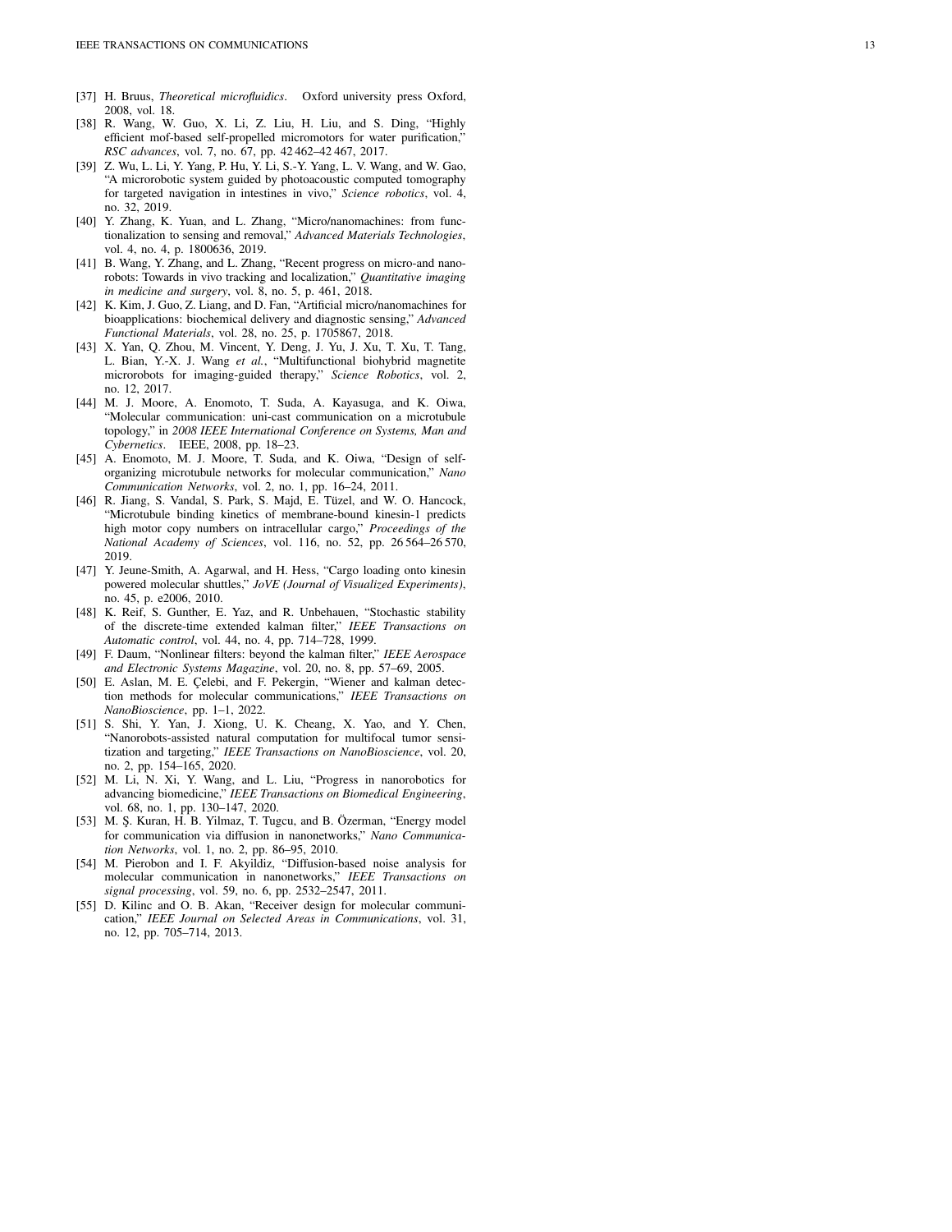[37] H. Bruus, *Theoretical microfluidics*. Oxford university press Oxford, 2008, vol. 18.

[38] R. Wang, W. Guo, X. Li, Z. Liu, H. Liu, and S. Ding, "Highly efficient mof-based self-propelled micromotors for water purification," *RSC advances*, vol. 7, no. 67, pp. 42 462–42 467, 2017.

[39] Z. Wu, L. Li, Y. Yang, P. Hu, Y. Li, S.-Y. Yang, L. V. Wang, and W. Gao, "A microrobotic system guided by photoacoustic computed tomography for targeted navigation in intestines in vivo," *Science robotics*, vol. 4, no. 32, 2019.

[40] Y. Zhang, K. Yuan, and L. Zhang, "Micro/nanomachines: from functionalization to sensing and removal," *Advanced Materials Technologies*, vol. 4, no. 4, p. 1800636, 2019.

[41] B. Wang, Y. Zhang, and L. Zhang, "Recent progress on micro-and nano-robots: Towards in vivo tracking and localization," *Quantitative imaging in medicine and surgery*, vol. 8, no. 5, p. 461, 2018.

[42] K. Kim, J. Guo, Z. Liang, and D. Fan, "Artificial micro/nanomachines for bioapplications: biochemical delivery and diagnostic sensing," *Advanced Functional Materials*, vol. 28, no. 25, p. 1705867, 2018.

[43] X. Yan, Q. Zhou, M. Vincent, Y. Deng, J. Yu, J. Xu, T. Xu, T. Tang, L. Bian, Y.-X. J. Wang *et al.*, "Multifunctional biohybrid magnetite microrobots for imaging-guided therapy," *Science Robotics*, vol. 2, no. 12, 2017.

[44] M. J. Moore, A. Enomoto, T. Suda, A. Kayasuga, and K. Oiwa, "Molecular communication: uni-cast communication on a microtubule topology," in *2008 IEEE International Conference on Systems, Man and Cybernetics*. IEEE, 2008, pp. 18–23.

[45] A. Enomoto, M. J. Moore, T. Suda, and K. Oiwa, "Design of self-organizing microtubule networks for molecular communication," *Nano Communication Networks*, vol. 2, no. 1, pp. 16–24, 2011.

[46] R. Jiang, S. Vandal, S. Park, S. Majd, E. Tüzel, and W. O. Hancock, "Microtubule binding kinetics of membrane-bound kinesin-1 predicts high motor copy numbers on intracellular cargo," *Proceedings of the National Academy of Sciences*, vol. 116, no. 52, pp. 26 564–26 570, 2019.

[47] Y. Jeune-Smith, A. Agarwal, and H. Hess, "Cargo loading onto kinesin powered molecular shuttles," *JoVE (Journal of Visualized Experiments)*, no. 45, p. e2006, 2010.

[48] K. Reif, S. Gunther, E. Yaz, and R. Unbehauen, "Stochastic stability of the discrete-time extended kalman filter," *IEEE Transactions on Automatic control*, vol. 44, no. 4, pp. 714–728, 1999.

[49] F. Daum, "Nonlinear filters: beyond the kalman filter," *IEEE Aerospace and Electronic Systems Magazine*, vol. 20, no. 8, pp. 57–69, 2005.

[50] E. Aslan, M. E. Çelebi, and F. Pekergin, "Wiener and kalman detection methods for molecular communications," *IEEE Transactions on NanoBioscience*, pp. 1–1, 2022.

[51] S. Shi, Y. Yan, J. Xiong, U. K. Cheang, X. Yao, and Y. Chen, "Nanorobots-assisted natural computation for multifocal tumor sensitization and targeting," *IEEE Transactions on NanoBioscience*, vol. 20, no. 2, pp. 154–165, 2020.

[52] M. Li, N. Xi, Y. Wang, and L. Liu, "Progress in nanorobotics for advancing biomedicine," *IEEE Transactions on Biomedical Engineering*, vol. 68, no. 1, pp. 130–147, 2020.

[53] M. Ş. Kuran, H. B. Yilmaz, T. Tugcu, and B. Özerman, "Energy model for communication via diffusion in nanonetworks," *Nano Communication Networks*, vol. 1, no. 2, pp. 86–95, 2010.

[54] M. Pierobon and I. F. Akyildiz, "Diffusion-based noise analysis for molecular communication in nanonetworks," *IEEE Transactions on signal processing*, vol. 59, no. 6, pp. 2532–2547, 2011.

[55] D. Kilinc and O. B. Akan, "Receiver design for molecular communication," *IEEE Journal on Selected Areas in Communications*, vol. 31, no. 12, pp. 705–714, 2013.